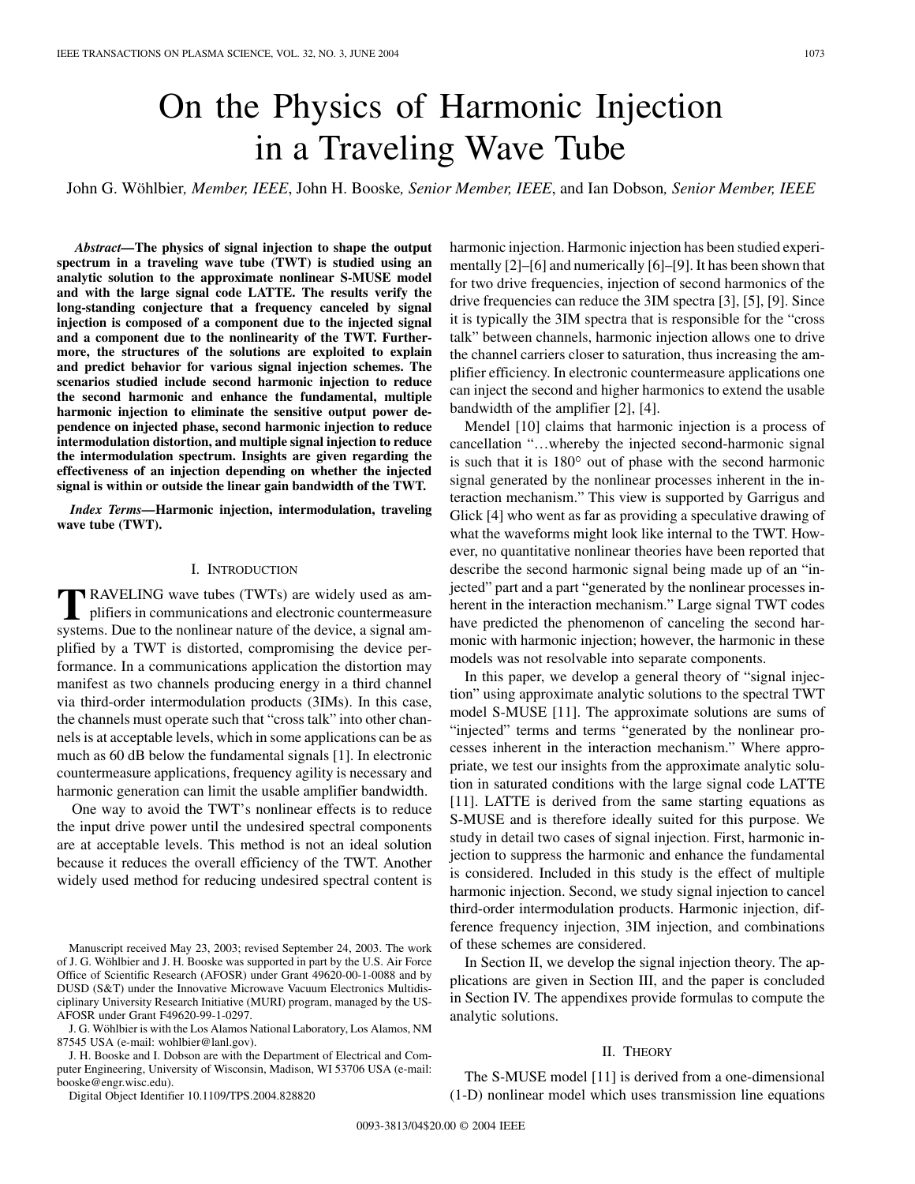# On the Physics of Harmonic Injection in a Traveling Wave Tube

John G. Wöhlbier, *Member, IEEE*, John H. Booske, *Senior Member, IEEE*, and Ian Dobson, *Senior Member, IEEE*

***Abstract*—The physics of signal injection to shape the output spectrum in a traveling wave tube (TWT) is studied using an analytic solution to the approximate nonlinear S-MUSE model and with the large signal code LATTE. The results verify the long-standing conjecture that a frequency canceled by signal injection is composed of a component due to the injected signal and a component due to the nonlinearity of the TWT. Furthermore, the structures of the solutions are exploited to explain and predict behavior for various signal injection schemes. The scenarios studied include second harmonic injection to reduce the second harmonic and enhance the fundamental, multiple harmonic injection to eliminate the sensitive output power dependence on injected phase, second harmonic injection to reduce intermodulation distortion, and multiple signal injection to reduce the intermodulation spectrum. Insights are given regarding the effectiveness of an injection depending on whether the injected signal is within or outside the linear gain bandwidth of the TWT.**

***Index Terms*—Harmonic injection, intermodulation, traveling wave tube (TWT).**

## I. Introduction

Traveling wave tubes (TWTs) are widely used as amplifiers in communications and electronic countermeasure systems. Due to the nonlinear nature of the device, a signal amplified by a TWT is distorted, compromising the device performance. In a communications application the distortion may manifest as two channels producing energy in a third channel via third-order intermodulation products (3IMs). In this case, the channels must operate such that "cross talk" into other channels is at acceptable levels, which in some applications can be as much as 60 dB below the fundamental signals [1]. In electronic countermeasure applications, frequency agility is necessary and harmonic generation can limit the usable amplifier bandwidth.

One way to avoid the TWT's nonlinear effects is to reduce the input drive power until the undesired spectral components are at acceptable levels. This method is not an ideal solution because it reduces the overall efficiency of the TWT. Another widely used method for reducing undesired spectral content is harmonic injection. Harmonic injection has been studied experimentally [2]–[6] and numerically [6]–[9]. It has been shown that for two drive frequencies, injection of second harmonics of the drive frequencies can reduce the 3IM spectra [3], [5], [9]. Since it is typically the 3IM spectra that is responsible for the "cross talk" between channels, harmonic injection allows one to drive the channel carriers closer to saturation, thus increasing the amplifier efficiency. In electronic countermeasure applications one can inject the second and higher harmonics to extend the usable bandwidth of the amplifier [2], [4].

Mendel [10] claims that harmonic injection is a process of cancellation "…whereby the injected second-harmonic signal is such that it is 180° out of phase with the second harmonic signal generated by the nonlinear processes inherent in the interaction mechanism." This view is supported by Garrigus and Glick [4] who went as far as providing a speculative drawing of what the waveforms might look like internal to the TWT. However, no quantitative nonlinear theories have been reported that describe the second harmonic signal being made up of an "injected" part and a part "generated by the nonlinear processes inherent in the interaction mechanism." Large signal TWT codes have predicted the phenomenon of canceling the second harmonic with harmonic injection; however, the harmonic in these models was not resolvable into separate components.

In this paper, we develop a general theory of "signal injection" using approximate analytic solutions to the spectral TWT model S-MUSE [11]. The approximate solutions are sums of "injected" terms and terms "generated by the nonlinear processes inherent in the interaction mechanism." Where appropriate, we test our insights from the approximate analytic solution in saturated conditions with the large signal code LATTE [11]. LATTE is derived from the same starting equations as S-MUSE and is therefore ideally suited for this purpose. We study in detail two cases of signal injection. First, harmonic injection to suppress the harmonic and enhance the fundamental is considered. Included in this study is the effect of multiple harmonic injection. Second, we study signal injection to cancel third-order intermodulation products. Harmonic injection, difference frequency injection, 3IM injection, and combinations of these schemes are considered.

In Section II, we develop the signal injection theory. The applications are given in Section III, and the paper is concluded in Section IV. The appendixes provide formulas to compute the analytic solutions.

## II. Theory

The S-MUSE model [11] is derived from a one-dimensional (1-D) nonlinear model which uses transmission line equations

---

Manuscript received May 23, 2003; revised September 24, 2003. The work of J. G. Wöhlbier and J. H. Booske was supported in part by the U.S. Air Force Office of Scientific Research (AFOSR) under Grant 49620-00-1-0088 and by DUSD (S&T) under the Innovative Microwave Vacuum Electronics Multidisciplinary University Research Initiative (MURI) program, managed by the US-AFOSR under Grant F49620-99-1-0297.

J. G. Wöhlbier is with the Los Alamos National Laboratory, Los Alamos, NM 87545 USA (e-mail: wohlbier@lanl.gov).

J. H. Booske and I. Dobson are with the Department of Electrical and Computer Engineering, University of Wisconsin, Madison, WI 53706 USA (e-mail: booske@engr.wisc.edu).

Digital Object Identifier 10.1109/TPS.2004.828820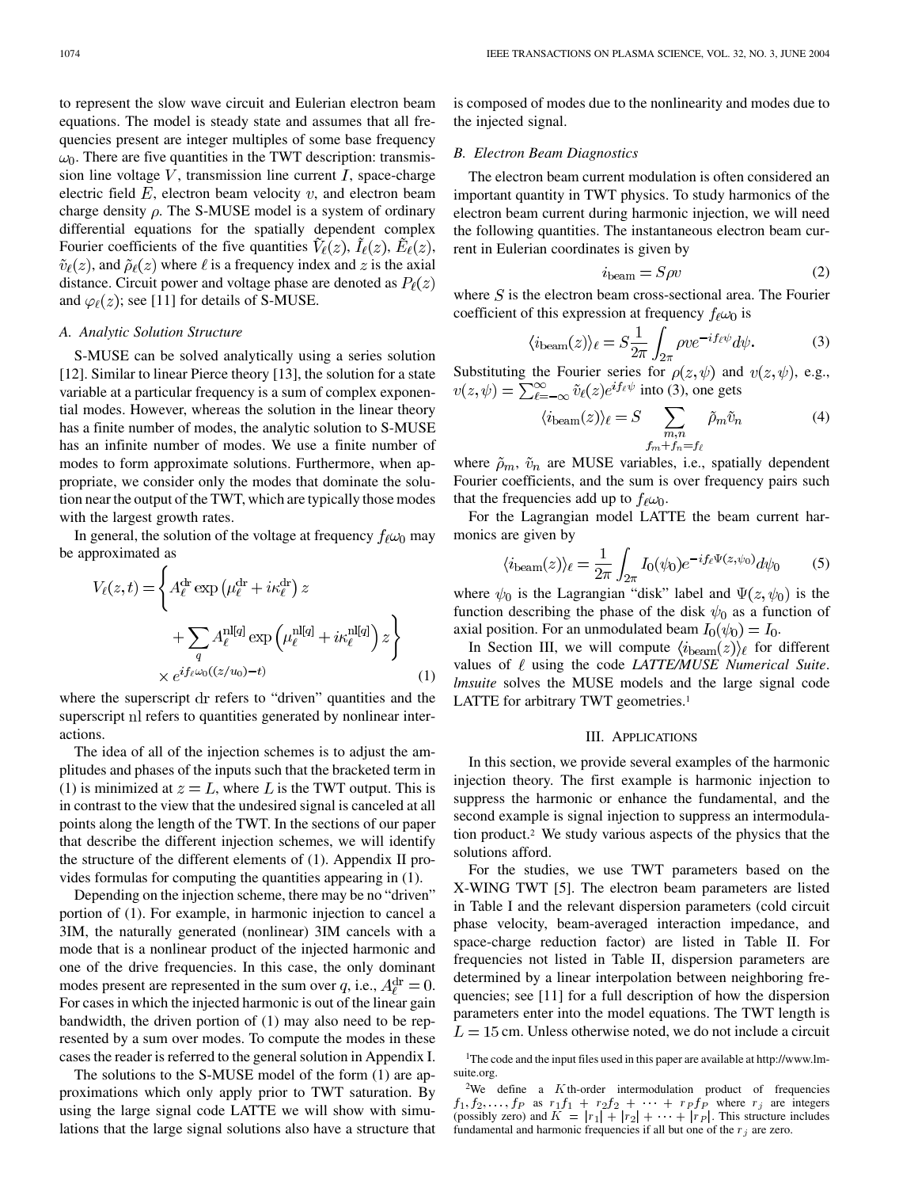to represent the slow wave circuit and Eulerian electron beam equations. The model is steady state and assumes that all frequencies present are integer multiples of some base frequency $\omega_0$. There are five quantities in the TWT description: transmission line voltage $V$, transmission line current $I$, space-charge electric field $E$, electron beam velocity $v$, and electron beam charge density $\rho$. The S-MUSE model is a system of ordinary differential equations for the spatially dependent complex Fourier coefficients of the five quantities $\tilde{V}_\ell(z)$, $\tilde{I}_\ell(z)$, $\tilde{E}_\ell(z)$, $\tilde{v}_\ell(z)$, and $\tilde{\rho}_\ell(z)$ where $\ell$ is a frequency index and $z$ is the axial distance. Circuit power and voltage phase are denoted as $P_\ell(z)$ and $\varphi_\ell(z)$; see [11] for details of S-MUSE.

### A. Analytic Solution Structure

S-MUSE can be solved analytically using a series solution [12]. Similar to linear Pierce theory [13], the solution for a state variable at a particular frequency is a sum of complex exponential modes. However, whereas the solution in the linear theory has a finite number of modes, the analytic solution to S-MUSE has an infinite number of modes. We use a finite number of modes to form approximate solutions. Furthermore, when appropriate, we consider only the modes that dominate the solution near the output of the TWT, which are typically those modes with the largest growth rates.

In general, the solution of the voltage at frequency $f_\ell\omega_0$ may be approximated as

$$V_\ell(z,t) = \left\{ A_\ell^{\mathrm{dr}} \exp\left(\mu_\ell^{\mathrm{dr}} + i\kappa_\ell^{\mathrm{dr}}\right) z + \sum_q A_\ell^{\mathrm{nl}[q]} \exp\left(\mu_\ell^{\mathrm{nl}[q]} + i\kappa_\ell^{\mathrm{nl}[q]}\right) z \right\} \times e^{i f_\ell \omega_0 ((z/u_0) - t)} \tag{1}$$

where the superscript $\mathrm{dr}$ refers to "driven" quantities and the superscript $\mathrm{nl}$ refers to quantities generated by nonlinear interactions.

The idea of all of the injection schemes is to adjust the amplitudes and phases of the inputs such that the bracketed term in (1) is minimized at $z = L$, where $L$ is the TWT output. This is in contrast to the view that the undesired signal is canceled at all points along the length of the TWT. In the sections of our paper that describe the different injection schemes, we will identify the structure of the different elements of (1). Appendix II provides formulas for computing the quantities appearing in (1).

Depending on the injection scheme, there may be no "driven" portion of (1). For example, in harmonic injection to cancel a 3IM, the naturally generated (nonlinear) 3IM cancels with a mode that is a nonlinear product of the injected harmonic and one of the drive frequencies. In this case, the only dominant modes present are represented in the sum over $q$, i.e., $A_\ell^{\mathrm{dr}} = 0$. For cases in which the injected harmonic is out of the linear gain bandwidth, the driven portion of (1) may also need to be represented by a sum over modes. To compute the modes in these cases the reader is referred to the general solution in Appendix I.

The solutions to the S-MUSE model of the form (1) are approximations which only apply prior to TWT saturation. By using the large signal code LATTE we will show with simulations that the large signal solutions also have a structure that is composed of modes due to the nonlinearity and modes due to the injected signal.

### B. Electron Beam Diagnostics

The electron beam current modulation is often considered an important quantity in TWT physics. To study harmonics of the electron beam current during harmonic injection, we will need the following quantities. The instantaneous electron beam current in Eulerian coordinates is given by

$$i_{\mathrm{beam}} = S\rho v \tag{2}$$

where $S$ is the electron beam cross-sectional area. The Fourier coefficient of this expression at frequency $f_\ell\omega_0$ is

$$\langle i_{\mathrm{beam}}(z)\rangle_\ell = S\frac{1}{2\pi}\int_{2\pi} \rho v e^{-if_\ell\psi} d\psi. \tag{3}$$

Substituting the Fourier series for $\rho(z,\psi)$ and $v(z,\psi)$, e.g., $v(z,\psi) = \sum_{\ell=-\infty}^{\infty} \tilde{v}_\ell(z)e^{if_\ell\psi}$ into (3), one gets

$$\langle i_{\mathrm{beam}}(z)\rangle_\ell = S \sum_{\substack{m,n \\ f_m+f_n=f_\ell}} \tilde{\rho}_m \tilde{v}_n \tag{4}$$

where $\tilde{\rho}_m$, $\tilde{v}_n$ are MUSE variables, i.e., spatially dependent Fourier coefficients, and the sum is over frequency pairs such that the frequencies add up to $f_\ell\omega_0$.

For the Lagrangian model LATTE the beam current harmonics are given by

$$\langle i_{\mathrm{beam}}(z)\rangle_\ell = \frac{1}{2\pi}\int_{2\pi} I_0(\psi_0) e^{-if_\ell\Psi(z,\psi_0)} d\psi_0 \tag{5}$$

where $\psi_0$ is the Lagrangian "disk" label and $\Psi(z,\psi_0)$ is the function describing the phase of the disk $\psi_0$ as a function of axial position. For an unmodulated beam $I_0(\psi_0) = I_0$.

In Section III, we will compute $\langle i_{\mathrm{beam}}(z)\rangle_\ell$ for different values of $\ell$ using the code *LATTE/MUSE Numerical Suite*. *lmsuite* solves the MUSE models and the large signal code LATTE for arbitrary TWT geometries.[1]

## III. Applications

In this section, we provide several examples of the harmonic injection theory. The first example is harmonic injection to suppress the harmonic or enhance the fundamental, and the second example is signal injection to suppress an intermodulation product.[2] We study various aspects of the physics that the solutions afford.

For the studies, we use TWT parameters based on the X-WING TWT [5]. The electron beam parameters are listed in Table I and the relevant dispersion parameters (cold circuit phase velocity, beam-averaged interaction impedance, and space-charge reduction factor) are listed in Table II. For frequencies not listed in Table II, dispersion parameters are determined by a linear interpolation between neighboring frequencies; see [11] for a full description of how the dispersion parameters enter into the model equations. The TWT length is $L = 15$ cm. Unless otherwise noted, we do not include a circuit

[1] The code and the input files used in this paper are available at http://www.lmsuite.org.

[2] We define a $K$th-order intermodulation product of frequencies $f_1, f_2, \ldots, f_P$ as $r_1 f_1 + r_2 f_2 + \cdots + r_P f_P$ where $r_j$ are integers (possibly zero) and $K = |r_1| + |r_2| + \cdots + |r_P|$. This structure includes fundamental and harmonic frequencies if all but one of the $r_j$ are zero.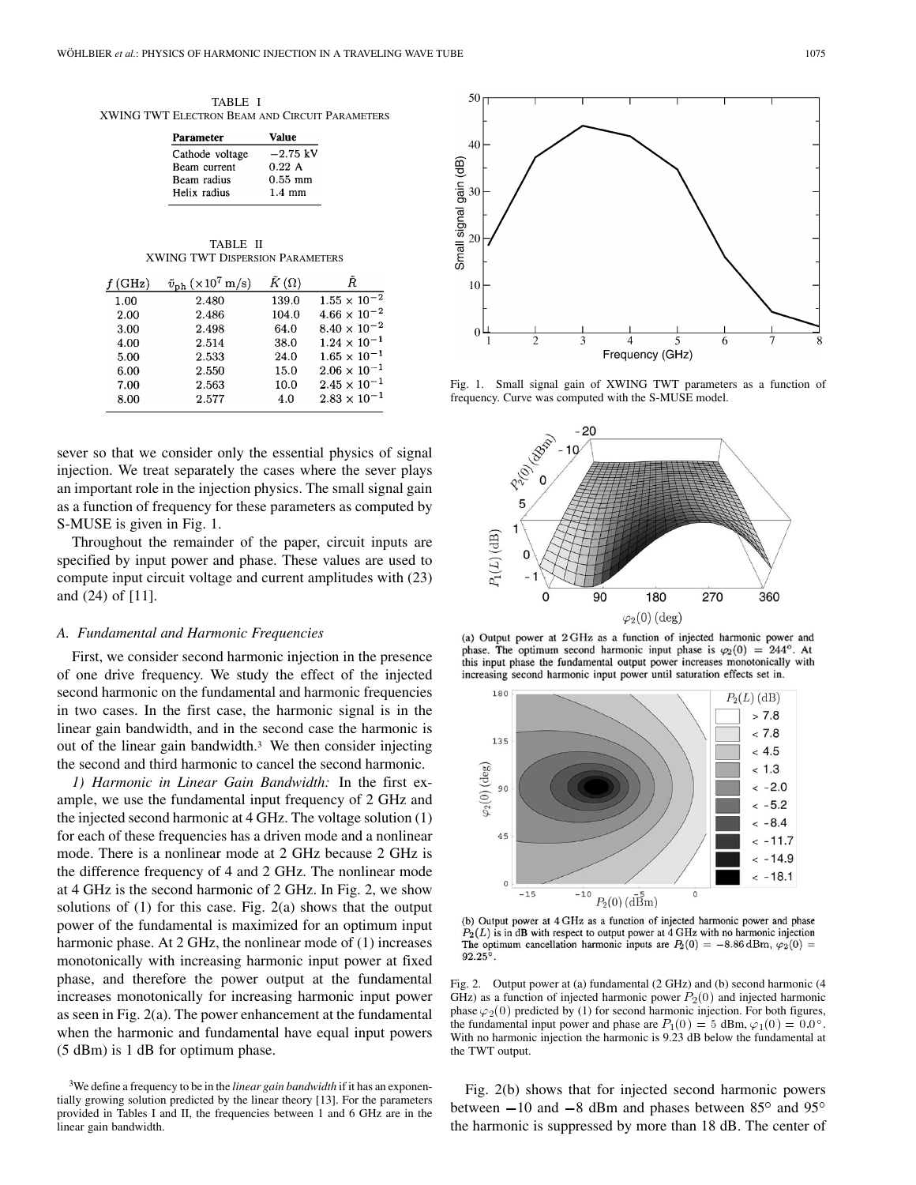TABLE I
XWING TWT Electron Beam and Circuit Parameters

| Parameter | Value |
|---|---|
| Cathode voltage | −2.75 kV |
| Beam current | 0.22 A |
| Beam radius | 0.55 mm |
| Helix radius | 1.4 mm |

TABLE II
XWING TWT Dispersion Parameters

| $f$ (GHz) | $\tilde{v}_{\mathrm{ph}}$ ($\times 10^7$ m/s) | $\tilde{K}$ ($\Omega$) | $\tilde{R}$ |
|---|---|---|---|
| 1.00 | 2.480 | 139.0 | $1.55 \times 10^{-2}$ |
| 2.00 | 2.486 | 104.0 | $4.66 \times 10^{-2}$ |
| 3.00 | 2.498 | 64.0 | $8.40 \times 10^{-2}$ |
| 4.00 | 2.514 | 38.0 | $1.24 \times 10^{-1}$ |
| 5.00 | 2.533 | 24.0 | $1.65 \times 10^{-1}$ |
| 6.00 | 2.550 | 15.0 | $2.06 \times 10^{-1}$ |
| 7.00 | 2.563 | 10.0 | $2.45 \times 10^{-1}$ |
| 8.00 | 2.577 | 4.0 | $2.83 \times 10^{-1}$ |

sever so that we consider only the essential physics of signal injection. We treat separately the cases where the sever plays an important role in the injection physics. The small signal gain as a function of frequency for these parameters as computed by S-MUSE is given in Fig. 1.

Throughout the remainder of the paper, circuit inputs are specified by input power and phase. These values are used to compute input circuit voltage and current amplitudes with (23) and (24) of [11].

### A. Fundamental and Harmonic Frequencies

First, we consider second harmonic injection in the presence of one drive frequency. We study the effect of the injected second harmonic on the fundamental and harmonic frequencies in two cases. In the first case, the harmonic signal is in the linear gain bandwidth, and in the second case the harmonic is out of the linear gain bandwidth.[3] We then consider injecting the second and third harmonic to cancel the second harmonic.

*1) Harmonic in Linear Gain Bandwidth:* In the first example, we use the fundamental input frequency of 2 GHz and the injected second harmonic at 4 GHz. The voltage solution (1) for each of these frequencies has a driven mode and a nonlinear mode. There is a nonlinear mode at 2 GHz because 2 GHz is the difference frequency of 4 and 2 GHz. The nonlinear mode at 4 GHz is the second harmonic of 2 GHz. In Fig. 2, we show solutions of (1) for this case. Fig. 2(a) shows that the output power of the fundamental is maximized for an optimum input harmonic phase. At 2 GHz, the nonlinear mode of (1) increases monotonically with increasing harmonic input power at fixed phase, and therefore the power output at the fundamental increases monotonically for increasing harmonic input power as seen in Fig. 2(a). The power enhancement at the fundamental when the harmonic and fundamental have equal input powers (5 dBm) is 1 dB for optimum phase.

[3]We define a frequency to be in the *linear gain bandwidth* if it has an exponentially growing solution predicted by the linear theory [13]. For the parameters provided in Tables I and II, the frequencies between 1 and 6 GHz are in the linear gain bandwidth.

Small signal gain (dB)
50
40
30
20
10
0
1 2 3 4 5 6 7 8
Frequency (GHz)

Fig. 1. Small signal gain of XWING TWT parameters as a function of frequency. Curve was computed with the S-MUSE model.

$P_2(0)$ (dBm)
-20
-10
0
5
$P_1(L)$ (dB)
1
0
-1
0 90 180 270 360
$\varphi_2(0)$ (deg)

(a) Output power at 2 GHz as a function of injected harmonic power and phase. The optimum second harmonic input phase is $\varphi_2(0) = 244°$. At this input phase the fundamental output power increases monotonically with increasing second harmonic input power until saturation effects set in.

$\varphi_2(0)$ (deg)
180
135
90
45
0
-15 -10 -5 0
$P_2(0)$ (dBm)
$P_2(L)$ (dB)
> 7.8
< 7.8
< 4.5
< 1.3
< -2.0
< -5.2
< -8.4
< -11.7
< -14.9
< -18.1

(b) Output power at 4 GHz as a function of injected harmonic power and phase $P_2(L)$ is in dB with respect to output power at 4 GHz with no harmonic injection The optimum cancellation harmonic inputs are $P_2(0) = -8.86$ dBm, $\varphi_2(0) = 92.25°$.

Fig. 2. Output power at (a) fundamental (2 GHz) and (b) second harmonic (4 GHz) as a function of injected harmonic power $P_2(0)$ and injected harmonic phase $\varphi_2(0)$ predicted by (1) for second harmonic injection. For both figures, the fundamental input power and phase are $P_1(0) = 5$ dBm, $\varphi_1(0) = 0.0°$. With no harmonic injection the harmonic is 9.23 dB below the fundamental at the TWT output.

Fig. 2(b) shows that for injected second harmonic powers between −10 and −8 dBm and phases between 85° and 95° the harmonic is suppressed by more than 18 dB. The center of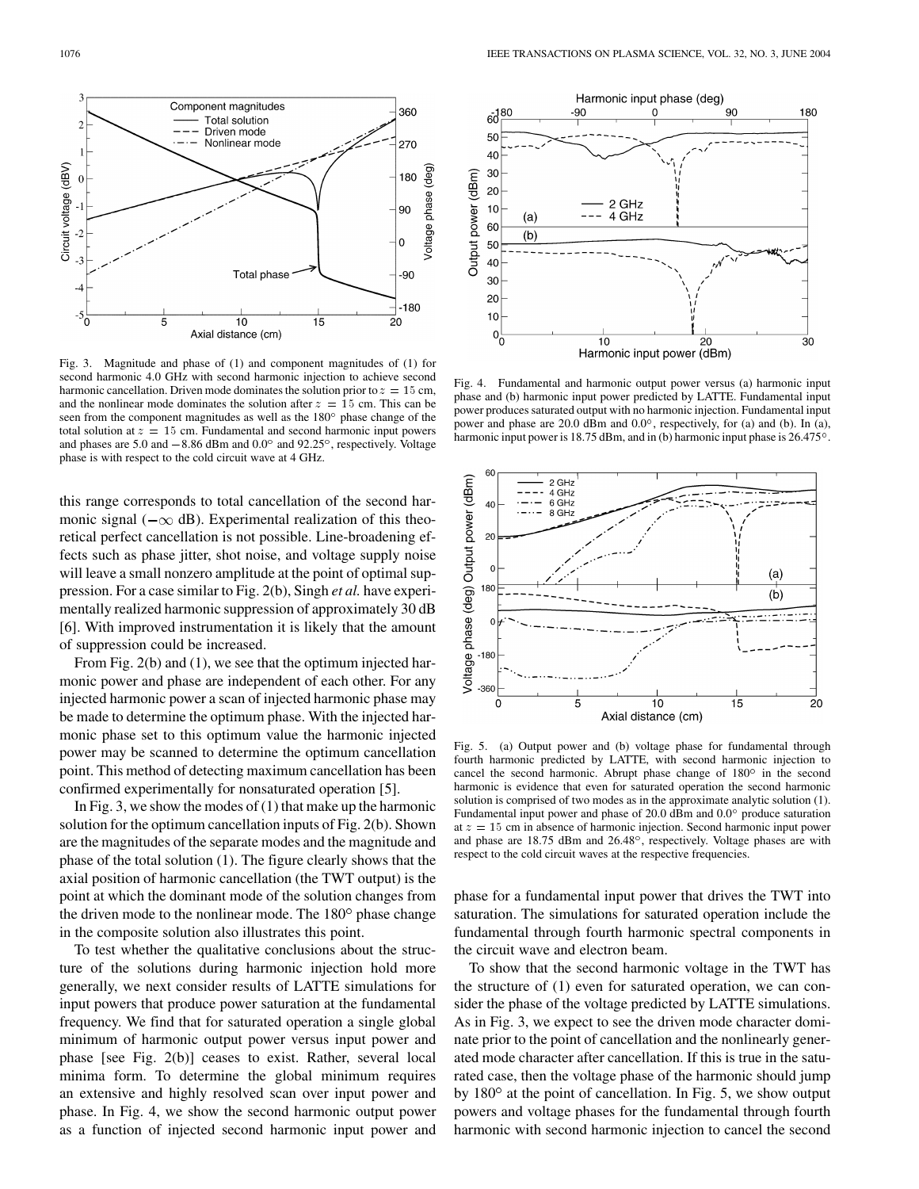Component magnitudes
Total solution
Driven mode
Nonlinear mode
Circuit voltage (dBV)
Voltage phase (deg)
Total phase
Axial distance (cm)
3
2
1
0
-1
-2
-3
-4
-5
360
270
180
90
0
-90
-180
0
5
10
15
20

Fig. 3. Magnitude and phase of (1) and component magnitudes of (1) for second harmonic 4.0 GHz with second harmonic injection to achieve second harmonic cancellation. Driven mode dominates the solution prior to $z = 15$ cm, and the nonlinear mode dominates the solution after $z = 15$ cm. This can be seen from the component magnitudes as well as the 180° phase change of the total solution at $z = 15$ cm. Fundamental and second harmonic input powers and phases are 5.0 and −8.86 dBm and 0.0° and 92.25°, respectively. Voltage phase is with respect to the cold circuit wave at 4 GHz.

Harmonic input phase (deg)
-180
-90
0
90
180
Output power (dBm)
2 GHz
4 GHz
(a)
(b)
60
50
40
30
20
10
0
Harmonic input power (dBm)
0
10
20
30

Fig. 4. Fundamental and harmonic output power versus (a) harmonic input phase and (b) harmonic input power predicted by LATTE. Fundamental input power produces saturated output with no harmonic injection. Fundamental input power and phase are 20.0 dBm and 0.0°, respectively, for (a) and (b). In (a), harmonic input power is 18.75 dBm, and in (b) harmonic input phase is 26.475°.

2 GHz
4 GHz
6 GHz
8 GHz
Output power (dBm)
60
40
20
0
(a)
(b)
Voltage phase (deg)
180
0
-180
-360
Axial distance (cm)
0
5
10
15
20

Fig. 5. (a) Output power and (b) voltage phase for fundamental through fourth harmonic predicted by LATTE, with second harmonic injection to cancel the second harmonic. Abrupt phase change of 180° in the second harmonic is evidence that even for saturated operation the second harmonic solution is comprised of two modes as in the approximate analytic solution (1). Fundamental input power and phase of 20.0 dBm and 0.0° produce saturation at $z = 15$ cm in absence of harmonic injection. Second harmonic input power and phase are 18.75 dBm and 26.48°, respectively. Voltage phases are with respect to the cold circuit waves at the respective frequencies.

this range corresponds to total cancellation of the second harmonic signal ($-\infty$ dB). Experimental realization of this theoretical perfect cancellation is not possible. Line-broadening effects such as phase jitter, shot noise, and voltage supply noise will leave a small nonzero amplitude at the point of optimal suppression. For a case similar to Fig. 2(b), Singh *et al.* have experimentally realized harmonic suppression of approximately 30 dB [6]. With improved instrumentation it is likely that the amount of suppression could be increased.

From Fig. 2(b) and (1), we see that the optimum injected harmonic power and phase are independent of each other. For any injected harmonic power a scan of injected harmonic phase may be made to determine the optimum phase. With the injected harmonic phase set to this optimum value the harmonic injected power may be scanned to determine the optimum cancellation point. This method of detecting maximum cancellation has been confirmed experimentally for nonsaturated operation [5].

In Fig. 3, we show the modes of (1) that make up the harmonic solution for the optimum cancellation inputs of Fig. 2(b). Shown are the magnitudes of the separate modes and the magnitude and phase of the total solution (1). The figure clearly shows that the axial position of harmonic cancellation (the TWT output) is the point at which the dominant mode of the solution changes from the driven mode to the nonlinear mode. The 180° phase change in the composite solution also illustrates this point.

To test whether the qualitative conclusions about the structure of the solutions during harmonic injection hold more generally, we next consider results of LATTE simulations for input powers that produce power saturation at the fundamental frequency. We find that for saturated operation a single global minimum of harmonic output power versus input power and phase [see Fig. 2(b)] ceases to exist. Rather, several local minima form. To determine the global minimum requires an extensive and highly resolved scan over input power and phase. In Fig. 4, we show the second harmonic output power as a function of injected second harmonic input power and phase for a fundamental input power that drives the TWT into saturation. The simulations for saturated operation include the fundamental through fourth harmonic spectral components in the circuit wave and electron beam.

To show that the second harmonic voltage in the TWT has the structure of (1) even for saturated operation, we can consider the phase of the voltage predicted by LATTE simulations. As in Fig. 3, we expect to see the driven mode character dominate prior to the point of cancellation and the nonlinearly generated mode character after cancellation. If this is true in the saturated case, then the voltage phase of the harmonic should jump by 180° at the point of cancellation. In Fig. 5, we show output powers and voltage phases for the fundamental through fourth harmonic with second harmonic injection to cancel the second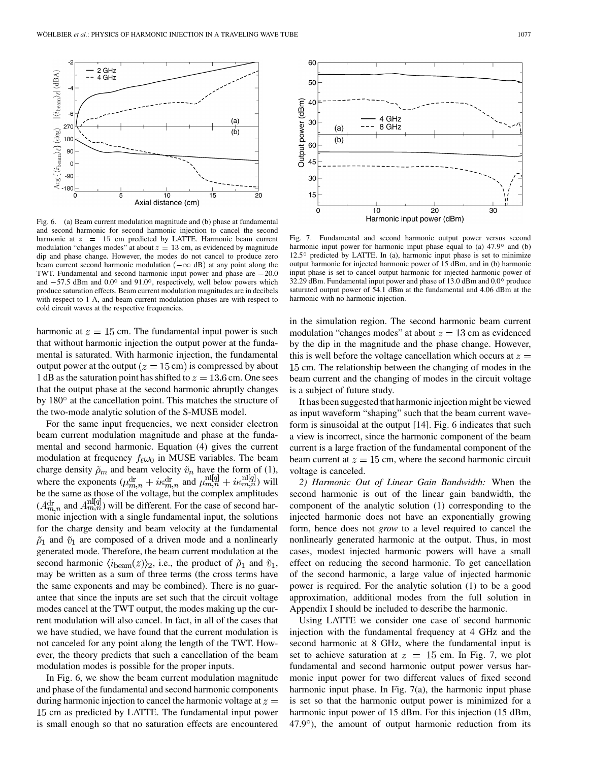— 2 GHz
-- 4 GHz

$|\langle i_{\text{beam}}/\ell \rangle|$ (dBA)

-2
-4
-6

(a)
(b)

Arg$\{\langle i_{\text{beam}}/\ell \rangle\}$ (deg)

270
180
90
0
-90
-180

0 5 10 15 20

Axial distance (cm)

Fig. 6. (a) Beam current modulation magnitude and (b) phase at fundamental and second harmonic for second harmonic injection to cancel the second harmonic at $z = 15$ cm predicted by LATTE. Harmonic beam current modulation "changes modes" at about $z = 13$ cm, as evidenced by magnitude dip and phase change. However, the modes do not cancel to produce zero beam current second harmonic modulation ($-\infty$ dB) at any point along the TWT. Fundamental and second harmonic input power and phase are $-20.0$ and $-57.5$ dBm and 0.0° and 91.0°, respectively, well below powers which produce saturation effects. Beam current modulation magnitudes are in decibels with respect to 1 A, and beam current modulation phases are with respect to cold circuit waves at the respective frequencies.

harmonic at $z = 15$ cm. The fundamental input power is such that without harmonic injection the output power at the fundamental is saturated. With harmonic injection, the fundamental output power at the output ($z = 15$ cm) is compressed by about 1 dB as the saturation point has shifted to $z = 13.6$ cm. One sees that the output phase at the second harmonic abruptly changes by 180° at the cancellation point. This matches the structure of the two-mode analytic solution of the S-MUSE model.

For the same input frequencies, we next consider electron beam current modulation magnitude and phase at the fundamental and second harmonic. Equation (4) gives the current modulation at frequency $f_\ell \omega_0$ in MUSE variables. The beam charge density $\tilde{\rho}_m$ and beam velocity $\tilde{v}_n$ have the form of (1), where the exponents ($\mu_{m,n}^{\text{dr}} + i\kappa_{m,n}^{\text{dr}}$ and $\mu_{m,n}^{\text{nl}[q]} + i\kappa_{m,n}^{\text{nl}[q]}$) will be the same as those of the voltage, but the complex amplitudes ($A_{m,n}^{\text{dr}}$ and $A_{m,n}^{\text{nl}[q]}$) will be different. For the case of second harmonic injection with a single fundamental input, the solutions for the charge density and beam velocity at the fundamental $\tilde{\rho}_1$ and $\tilde{v}_1$ are composed of a driven mode and a nonlinearly generated mode. Therefore, the beam current modulation at the second harmonic $\langle i_{\text{beam}}(z)\rangle_2$, i.e., the product of $\tilde{\rho}_1$ and $\tilde{v}_1$, may be written as a sum of three terms (the cross terms have the same exponents and may be combined). There is no guarantee that since the inputs are set such that the circuit voltage modes cancel at the TWT output, the modes making up the current modulation will also cancel. In fact, in all of the cases that we have studied, we have found that the current modulation is not canceled for any point along the length of the TWT. However, the theory predicts that such a cancellation of the beam modulation modes is possible for the proper inputs.

In Fig. 6, we show the beam current modulation magnitude and phase of the fundamental and second harmonic components during harmonic injection to cancel the harmonic voltage at $z = 15$ cm as predicted by LATTE. The fundamental input power is small enough so that no saturation effects are encountered

Output power (dBm)

60
50
40
30

— 4 GHz
-- 8 GHz

(a)
(b)

60
45
30
15

0 10 20 30

Harmonic input power (dBm)

Fig. 7. Fundamental and second harmonic output power versus second harmonic input power for harmonic input phase equal to (a) 47.9° and (b) 12.5° predicted by LATTE. In (a), harmonic input phase is set to minimize output harmonic for injected harmonic power of 15 dBm, and in (b) harmonic input phase is set to cancel output harmonic for injected harmonic power of 32.29 dBm. Fundamental input power and phase of 13.0 dBm and 0.0° produce saturated output power of 54.1 dBm at the fundamental and 4.06 dBm at the harmonic with no harmonic injection.

in the simulation region. The second harmonic beam current modulation "changes modes" at about $z = 13$ cm as evidenced by the dip in the magnitude and the phase change. However, this is well before the voltage cancellation which occurs at $z = 15$ cm. The relationship between the changing of modes in the beam current and the changing of modes in the circuit voltage is a subject of future study.

It has been suggested that harmonic injection might be viewed as input waveform "shaping" such that the beam current waveform is sinusoidal at the output [14]. Fig. 6 indicates that such a view is incorrect, since the harmonic component of the beam current is a large fraction of the fundamental component of the beam current at $z = 15$ cm, where the second harmonic circuit voltage is canceled.

*2) Harmonic Out of Linear Gain Bandwidth:* When the second harmonic is out of the linear gain bandwidth, the component of the analytic solution (1) corresponding to the injected harmonic does not have an exponentially growing form, hence does not *grow* to a level required to cancel the nonlinearly generated harmonic at the output. Thus, in most cases, modest injected harmonic powers will have a small effect on reducing the second harmonic. To get cancellation of the second harmonic, a large value of injected harmonic power is required. For the analytic solution (1) to be a good approximation, additional modes from the full solution in Appendix I should be included to describe the harmonic.

Using LATTE we consider one case of second harmonic injection with the fundamental frequency at 4 GHz and the second harmonic at 8 GHz, where the fundamental input is set to achieve saturation at $z = 15$ cm. In Fig. 7, we plot fundamental and second harmonic output power versus harmonic input power for two different values of fixed second harmonic input phase. In Fig. 7(a), the harmonic input phase is set so that the harmonic output power is minimized for a harmonic input power of 15 dBm. For this injection (15 dBm, 47.9°), the amount of output harmonic reduction from its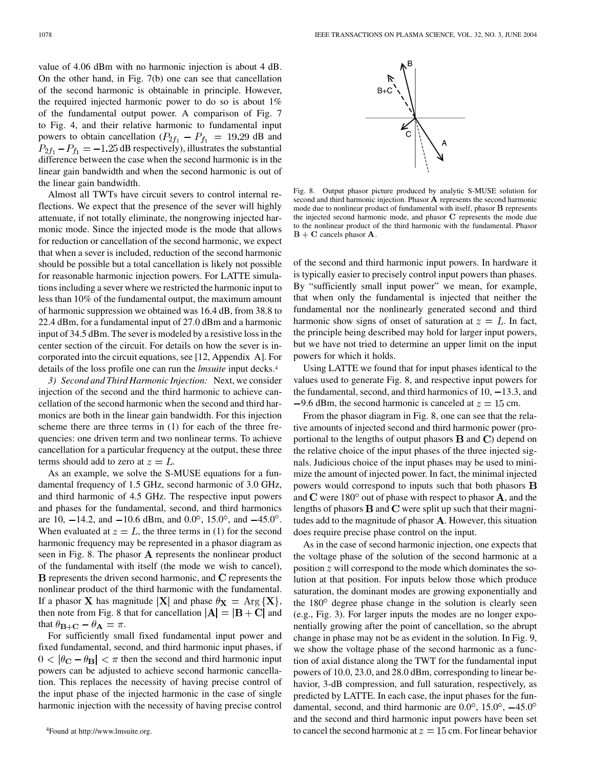value of 4.06 dBm with no harmonic injection is about 4 dB. On the other hand, in Fig. 7(b) one can see that cancellation of the second harmonic is obtainable in principle. However, the required injected harmonic power to do so is about 1% of the fundamental output power. A comparison of Fig. 7 to Fig. 4, and their relative harmonic to fundamental input powers to obtain cancellation ($P_{2f_1} - P_{f_1} = 19.29$ dB and $P_{2f_1} - P_{f_1} = -1.25$ dB respectively), illustrates the substantial difference between the case when the second harmonic is in the linear gain bandwidth and when the second harmonic is out of the linear gain bandwidth.

Almost all TWTs have circuit severs to control internal reflections. We expect that the presence of the sever will highly attenuate, if not totally eliminate, the nongrowing injected harmonic mode. Since the injected mode is the mode that allows for reduction or cancellation of the second harmonic, we expect that when a sever is included, reduction of the second harmonic should be possible but a total cancellation is likely not possible for reasonable harmonic injection powers. For LATTE simulations including a sever where we restricted the harmonic input to less than 10% of the fundamental output, the maximum amount of harmonic suppression we obtained was 16.4 dB, from 38.8 to 22.4 dBm, for a fundamental input of 27.0 dBm and a harmonic input of 34.5 dBm. The sever is modeled by a resistive loss in the center section of the circuit. For details on how the sever is incorporated into the circuit equations, see [12, Appendix A]. For details of the loss profile one can run the *lmsuite* input decks.[4]

*3) Second and Third Harmonic Injection:* Next, we consider injection of the second and the third harmonic to achieve cancellation of the second harmonic when the second and third harmonics are both in the linear gain bandwidth. For this injection scheme there are three terms in (1) for each of the three frequencies: one driven term and two nonlinear terms. To achieve cancellation for a particular frequency at the output, these three terms should add to zero at $z = L$.

As an example, we solve the S-MUSE equations for a fundamental frequency of 1.5 GHz, second harmonic of 3.0 GHz, and third harmonic of 4.5 GHz. The respective input powers and phases for the fundamental, second, and third harmonics are 10, $-14.2$, and $-10.6$ dBm, and $0.0°$, $15.0°$, and $-45.0°$. When evaluated at $z = L$, the three terms in (1) for the second harmonic frequency may be represented in a phasor diagram as seen in Fig. 8. The phasor $\mathbf{A}$ represents the nonlinear product of the fundamental with itself (the mode we wish to cancel), $\mathbf{B}$ represents the driven second harmonic, and $\mathbf{C}$ represents the nonlinear product of the third harmonic with the fundamental. If a phasor $\mathbf{X}$ has magnitude $|\mathbf{X}|$ and phase $\theta_{\mathbf{X}} = \mathrm{Arg}\{\mathbf{X}\}$, then note from Fig. 8 that for cancellation $|\mathbf{A}| = |\mathbf{B} + \mathbf{C}|$ and that $\theta_{\mathbf{B}+\mathbf{C}} - \theta_{\mathbf{A}} = \pi$.

For sufficiently small fixed fundamental input power and fixed fundamental, second, and third harmonic input phases, if $0 < |\theta_{\mathbf{C}} - \theta_{\mathbf{B}}| < \pi$ then the second and third harmonic input powers can be adjusted to achieve second harmonic cancellation. This replaces the necessity of having precise control of the input phase of the injected harmonic in the case of single harmonic injection with the necessity of having precise control of the second and third harmonic input powers. In hardware it is typically easier to precisely control input powers than phases. By "sufficiently small input power" we mean, for example, that when only the fundamental is injected that neither the fundamental nor the nonlinearly generated second and third harmonic show signs of onset of saturation at $z = L$. In fact, the principle being described may hold for larger input powers, but we have not tried to determine an upper limit on the input powers for which it holds.

B

B+C

C

A

Fig. 8. Output phasor picture produced by analytic S-MUSE solution for second and third harmonic injection. Phasor $\mathbf{A}$ represents the second harmonic mode due to nonlinear product of fundamental with itself, phasor $\mathbf{B}$ represents the injected second harmonic mode, and phasor $\mathbf{C}$ represents the mode due to the nonlinear product of the third harmonic with the fundamental. Phasor $\mathbf{B} + \mathbf{C}$ cancels phasor $\mathbf{A}$.

Using LATTE we found that for input phases identical to the values used to generate Fig. 8, and respective input powers for the fundamental, second, and third harmonics of 10, $-13.3$, and $-9.6$ dBm, the second harmonic is canceled at $z = 15$ cm.

From the phasor diagram in Fig. 8, one can see that the relative amounts of injected second and third harmonic power (proportional to the lengths of output phasors $\mathbf{B}$ and $\mathbf{C}$) depend on the relative choice of the input phases of the three injected signals. Judicious choice of the input phases may be used to minimize the amount of injected power. In fact, the minimal injected powers would correspond to inputs such that both phasors $\mathbf{B}$ and $\mathbf{C}$ were 180° out of phase with respect to phasor $\mathbf{A}$, and the lengths of phasors $\mathbf{B}$ and $\mathbf{C}$ were split up such that their magnitudes add to the magnitude of phasor $\mathbf{A}$. However, this situation does require precise phase control on the input.

As in the case of second harmonic injection, one expects that the voltage phase of the solution of the second harmonic at a position $z$ will correspond to the mode which dominates the solution at that position. For inputs below those which produce saturation, the dominant modes are growing exponentially and the 180° degree phase change in the solution is clearly seen (e.g., Fig. 3). For larger inputs the modes are no longer exponentially growing after the point of cancellation, so the abrupt change in phase may not be as evident in the solution. In Fig. 9, we show the voltage phase of the second harmonic as a function of axial distance along the TWT for the fundamental input powers of 10.0, 23.0, and 28.0 dBm, corresponding to linear behavior, 3-dB compression, and full saturation, respectively, as predicted by LATTE. In each case, the input phases for the fundamental, second, and third harmonic are 0.0°, 15.0°, $-45.0°$ and the second and third harmonic input powers have been set to cancel the second harmonic at $z = 15$ cm. For linear behavior

[4]Found at http://www.lmsuite.org.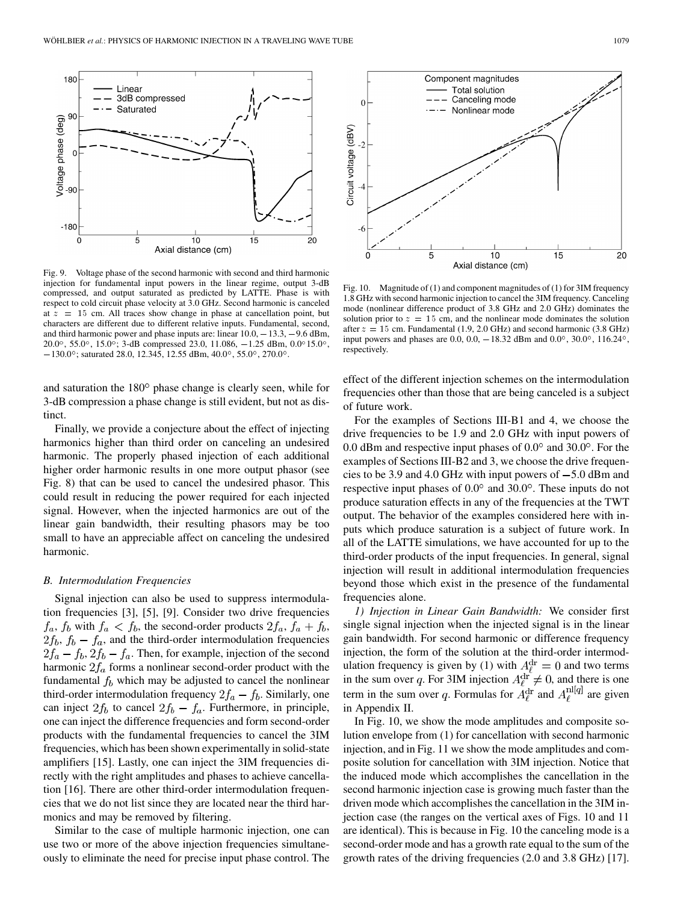180
Linear
3dB compressed
Saturated
90
Voltage phase (deg)
0
-90
-180
0 5 10 15 20
Axial distance (cm)

Fig. 9. Voltage phase of the second harmonic with second and third harmonic injection for fundamental input powers in the linear regime, output 3-dB compressed, and output saturated as predicted by LATTE. Phase is with respect to cold circuit phase velocity at 3.0 GHz. Second harmonic is canceled at $z = 15$ cm. All traces show change in phase at cancellation point, but characters are different due to different relative inputs. Fundamental, second, and third harmonic power and phase inputs are: linear 10.0, −13.3, −9.6 dBm, 20.0°, 55.0°, 15.0°; 3-dB compressed 23.0, 11.086, −1.25 dBm, 0.0°15.0°, −130.0°; saturated 28.0, 12.345, 12.55 dBm, 40.0°, 55.0°, 270.0°.

and saturation the 180° phase change is clearly seen, while for 3-dB compression a phase change is still evident, but not as distinct.

Finally, we provide a conjecture about the effect of injecting harmonics higher than third order on canceling an undesired harmonic. The properly phased injection of each additional higher order harmonic results in one more output phasor (see Fig. 8) that can be used to cancel the undesired phasor. This could result in reducing the power required for each injected signal. However, when the injected harmonics are out of the linear gain bandwidth, their resulting phasors may be too small to have an appreciable affect on canceling the undesired harmonic.

### B. Intermodulation Frequencies

Signal injection can also be used to suppress intermodulation frequencies [3], [5], [9]. Consider two drive frequencies $f_a$, $f_b$ with $f_a < f_b$, the second-order products $2f_a$, $f_a + f_b$, $2f_b$, $f_b - f_a$, and the third-order intermodulation frequencies $2f_a - f_b, 2f_b - f_a$. Then, for example, injection of the second harmonic $2f_a$ forms a nonlinear second-order product with the fundamental $f_b$ which may be adjusted to cancel the nonlinear third-order intermodulation frequency $2f_a - f_b$. Similarly, one can inject $2f_b$ to cancel $2f_b - f_a$. Furthermore, in principle, one can inject the difference frequencies and form second-order products with the fundamental frequencies to cancel the 3IM frequencies, which has been shown experimentally in solid-state amplifiers [15]. Lastly, one can inject the 3IM frequencies directly with the right amplitudes and phases to achieve cancellation [16]. There are other third-order intermodulation frequencies that we do not list since they are located near the third harmonics and may be removed by filtering.

Similar to the case of multiple harmonic injection, one can use two or more of the above injection frequencies simultaneously to eliminate the need for precise input phase control. The

Component magnitudes
Total solution
Canceling mode
Nonlinear mode
0
-2
Circuit voltage (dBV)
-4
-6
0 5 10 15 20
Axial distance (cm)

Fig. 10. Magnitude of (1) and component magnitudes of (1) for 3IM frequency 1.8 GHz with second harmonic injection to cancel the 3IM frequency. Canceling mode (nonlinear difference product of 3.8 GHz and 2.0 GHz) dominates the solution prior to $z = 15$ cm, and the nonlinear mode dominates the solution after $z = 15$ cm. Fundamental (1.9, 2.0 GHz) and second harmonic (3.8 GHz) input powers and phases are 0.0, 0.0, −18.32 dBm and 0.0°, 30.0°, 116.24°, respectively.

effect of the different injection schemes on the intermodulation frequencies other than those that are being canceled is a subject of future work.

For the examples of Sections III-B1 and 4, we choose the drive frequencies to be 1.9 and 2.0 GHz with input powers of 0.0 dBm and respective input phases of 0.0° and 30.0°. For the examples of Sections III-B2 and 3, we choose the drive frequencies to be 3.9 and 4.0 GHz with input powers of −5.0 dBm and respective input phases of 0.0° and 30.0°. These inputs do not produce saturation effects in any of the frequencies at the TWT output. The behavior of the examples considered here with inputs which produce saturation is a subject of future work. In all of the LATTE simulations, we have accounted for up to the third-order products of the input frequencies. In general, signal injection will result in additional intermodulation frequencies beyond those which exist in the presence of the fundamental frequencies alone.

*1) Injection in Linear Gain Bandwidth:* We consider first single signal injection when the injected signal is in the linear gain bandwidth. For second harmonic or difference frequency injection, the form of the solution at the third-order intermodulation frequency is given by (1) with $A_\ell^{\rm dr} = 0$ and two terms in the sum over $q$. For 3IM injection $A_\ell^{\rm dr} \neq 0$, and there is one term in the sum over $q$. Formulas for $A_\ell^{\rm dr}$ and $A_\ell^{{\rm nl}[q]}$ are given in Appendix II.

In Fig. 10, we show the mode amplitudes and composite solution envelope from (1) for cancellation with second harmonic injection, and in Fig. 11 we show the mode amplitudes and composite solution for cancellation with 3IM injection. Notice that the induced mode which accomplishes the cancellation in the second harmonic injection case is growing much faster than the driven mode which accomplishes the cancellation in the 3IM injection case (the ranges on the vertical axes of Figs. 10 and 11 are identical). This is because in Fig. 10 the canceling mode is a second-order mode and has a growth rate equal to the sum of the growth rates of the driving frequencies (2.0 and 3.8 GHz) [17].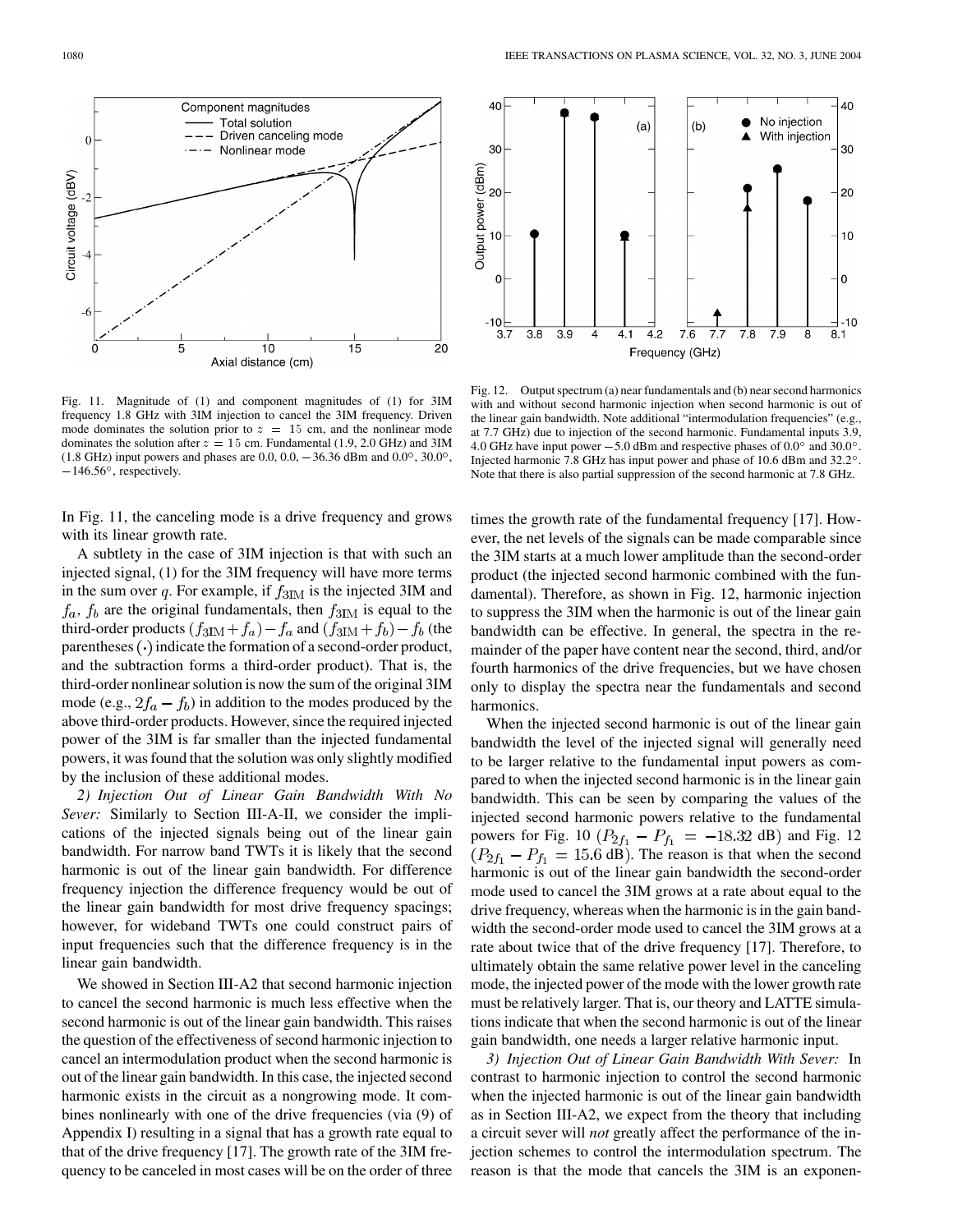Component magnitudes
Total solution
Driven canceling mode
Nonlinear mode

Circuit voltage (dBV)
0
-2
-4
-6

0 5 10 15 20
Axial distance (cm)

Fig. 11. Magnitude of (1) and component magnitudes of (1) for 3IM frequency 1.8 GHz with 3IM injection to cancel the 3IM frequency. Driven mode dominates the solution prior to $z = 15$ cm, and the nonlinear mode dominates the solution after $z = 15$ cm. Fundamental (1.9, 2.0 GHz) and 3IM (1.8 GHz) input powers and phases are 0.0, 0.0, −36.36 dBm and 0.0°, 30.0°, −146.56°, respectively.

(a)
(b)
No injection
With injection

Output power (dBm)
40
30
20
10
0
-10

3.7 3.8 3.9 4 4.1 4.2 7.6 7.7 7.8 7.9 8 8.1
Frequency (GHz)

Fig. 12. Output spectrum (a) near fundamentals and (b) near second harmonics with and without second harmonic injection when second harmonic is out of the linear gain bandwidth. Note additional "intermodulation frequencies" (e.g., at 7.7 GHz) due to injection of the second harmonic. Fundamental inputs 3.9, 4.0 GHz have input power −5.0 dBm and respective phases of 0.0° and 30.0°. Injected harmonic 7.8 GHz has input power and phase of 10.6 dBm and 32.2°. Note that there is also partial suppression of the second harmonic at 7.8 GHz.

In Fig. 11, the canceling mode is a drive frequency and grows with its linear growth rate.

A subtlety in the case of 3IM injection is that with such an injected signal, (1) for the 3IM frequency will have more terms in the sum over $q$. For example, if $f_{3IM}$ is the injected 3IM and $f_a$, $f_b$ are the original fundamentals, then $f_{3IM}$ is equal to the third-order products $(f_{3IM} + f_a) - f_a$ and $(f_{3IM} + f_b) - f_b$ (the parentheses $(\cdot)$ indicate the formation of a second-order product, and the subtraction forms a third-order product). That is, the third-order nonlinear solution is now the sum of the original 3IM mode (e.g., $2f_a - f_b$) in addition to the modes produced by the above third-order products. However, since the required injected power of the 3IM is far smaller than the injected fundamental powers, it was found that the solution was only slightly modified by the inclusion of these additional modes.

*2) Injection Out of Linear Gain Bandwidth With No Sever:* Similarly to Section III-A-II, we consider the implications of the injected signals being out of the linear gain bandwidth. For narrow band TWTs it is likely that the second harmonic is out of the linear gain bandwidth. For difference frequency injection the difference frequency would be out of the linear gain bandwidth for most drive frequency spacings; however, for wideband TWTs one could construct pairs of input frequencies such that the difference frequency is in the linear gain bandwidth.

We showed in Section III-A2 that second harmonic injection to cancel the second harmonic is much less effective when the second harmonic is out of the linear gain bandwidth. This raises the question of the effectiveness of second harmonic injection to cancel an intermodulation product when the second harmonic is out of the linear gain bandwidth. In this case, the injected second harmonic exists in the circuit as a nongrowing mode. It combines nonlinearly with one of the drive frequencies (via (9) of Appendix I) resulting in a signal that has a growth rate equal to that of the drive frequency [17]. The growth rate of the 3IM frequency to be canceled in most cases will be on the order of three times the growth rate of the fundamental frequency [17]. However, the net levels of the signals can be made comparable since the 3IM starts at a much lower amplitude than the second-order product (the injected second harmonic combined with the fundamental). Therefore, as shown in Fig. 12, harmonic injection to suppress the 3IM when the harmonic is out of the linear gain bandwidth can be effective. In general, the spectra in the remainder of the paper have content near the second, third, and/or fourth harmonics of the drive frequencies, but we have chosen only to display the spectra near the fundamentals and second harmonics.

When the injected second harmonic is out of the linear gain bandwidth the level of the injected signal will generally need to be larger relative to the fundamental input powers as compared to when the injected second harmonic is in the linear gain bandwidth. This can be seen by comparing the values of the injected second harmonic powers relative to the fundamental powers for Fig. 10 $(P_{2f_1} - P_{f_1} = -18.32$ dB$)$ and Fig. 12 $(P_{2f_1} - P_{f_1} = 15.6$ dB$)$. The reason is that when the second harmonic is out of the linear gain bandwidth the second-order mode used to cancel the 3IM grows at a rate about equal to the drive frequency, whereas when the harmonic is in the gain bandwidth the second-order mode used to cancel the 3IM grows at a rate about twice that of the drive frequency [17]. Therefore, to ultimately obtain the same relative power level in the canceling mode, the injected power of the mode with the lower growth rate must be relatively larger. That is, our theory and LATTE simulations indicate that when the second harmonic is out of the linear gain bandwidth, one needs a larger relative harmonic input.

*3) Injection Out of Linear Gain Bandwidth With Sever:* In contrast to harmonic injection to control the second harmonic when the injected harmonic is out of the linear gain bandwidth as in Section III-A2, we expect from the theory that including a circuit sever will *not* greatly affect the performance of the injection schemes to control the intermodulation spectrum. The reason is that the mode that cancels the 3IM is an exponen-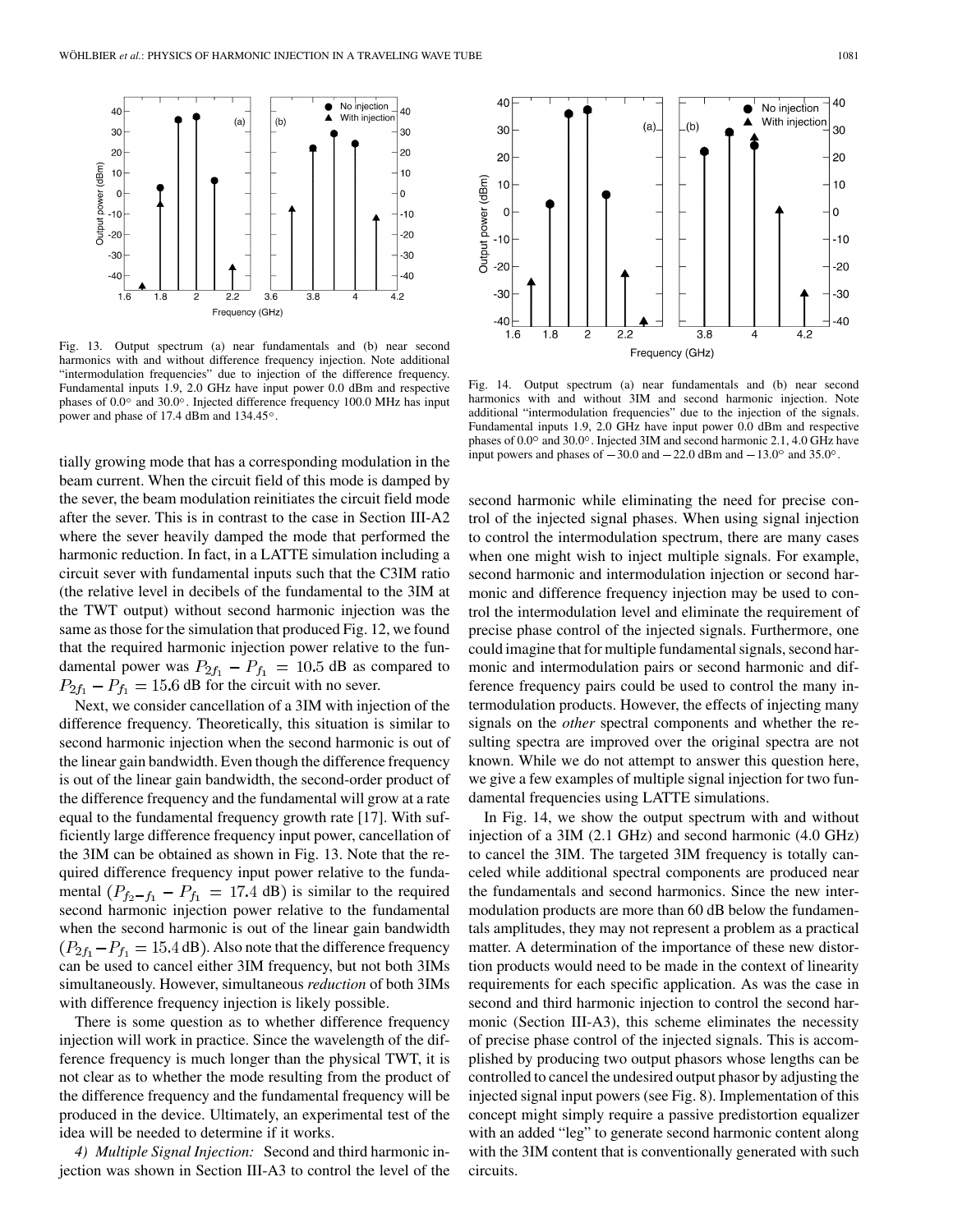40
30
20
10
0
-10
-20
-30
-40
Output power (dBm)
(a)
(b)
No injection
With injection
1.6 1.8 2 2.2 3.6 3.8 4 4.2
Frequency (GHz)

Fig. 13. Output spectrum (a) near fundamentals and (b) near second harmonics with and without difference frequency injection. Note additional "intermodulation frequencies" due to injection of the difference frequency. Fundamental inputs 1.9, 2.0 GHz have input power 0.0 dBm and respective phases of 0.0° and 30.0°. Injected difference frequency 100.0 MHz has input power and phase of 17.4 dBm and 134.45°.

tially growing mode that has a corresponding modulation in the beam current. When the circuit field of this mode is damped by the sever, the beam modulation reinitiates the circuit field mode after the sever. This is in contrast to the case in Section III-A2 where the sever heavily damped the mode that performed the harmonic reduction. In fact, in a LATTE simulation including a circuit sever with fundamental inputs such that the C3IM ratio (the relative level in decibels of the fundamental to the 3IM at the TWT output) without second harmonic injection was the same as those for the simulation that produced Fig. 12, we found that the required harmonic injection power relative to the fundamental power was $P_{2f_1} - P_{f_1} = 10.5$ dB as compared to $P_{2f_1} - P_{f_1} = 15.6$ dB for the circuit with no sever.

Next, we consider cancellation of a 3IM with injection of the difference frequency. Theoretically, this situation is similar to second harmonic injection when the second harmonic is out of the linear gain bandwidth. Even though the difference frequency is out of the linear gain bandwidth, the second-order product of the difference frequency and the fundamental will grow at a rate equal to the fundamental frequency growth rate [17]. With sufficiently large difference frequency input power, cancellation of the 3IM can be obtained as shown in Fig. 13. Note that the required difference frequency input power relative to the fundamental $(P_{f_2-f_1} - P_{f_1} = 17.4$ dB) is similar to the required second harmonic injection power relative to the fundamental when the second harmonic is out of the linear gain bandwidth $(P_{2f_1} - P_{f_1} = 15.4$ dB). Also note that the difference frequency can be used to cancel either 3IM frequency, but not both 3IMs simultaneously. However, simultaneous *reduction* of both 3IMs with difference frequency injection is likely possible.

There is some question as to whether difference frequency injection will work in practice. Since the wavelength of the difference frequency is much longer than the physical TWT, it is not clear as to whether the mode resulting from the product of the difference frequency and the fundamental frequency will be produced in the device. Ultimately, an experimental test of the idea will be needed to determine if it works.

*4) Multiple Signal Injection:* Second and third harmonic injection was shown in Section III-A3 to control the level of the second harmonic while eliminating the need for precise control of the injected signal phases. When using signal injection to control the intermodulation spectrum, there are many cases when one might wish to inject multiple signals. For example, second harmonic and intermodulation injection or second harmonic and difference frequency injection may be used to control the intermodulation level and eliminate the requirement of precise phase control of the injected signals. Furthermore, one could imagine that for multiple fundamental signals, second harmonic and intermodulation pairs or second harmonic and difference frequency pairs could be used to control the many intermodulation products. However, the effects of injecting many signals on the *other* spectral components and whether the resulting spectra are improved over the original spectra are not known. While we do not attempt to answer this question here, we give a few examples of multiple signal injection for two fundamental frequencies using LATTE simulations.

40
30
20
10
0
-10
-20
-30
-40
Output power (dBm)
(a)
(b)
No injection
With injection
1.6 1.8 2 2.2 3.8 4 4.2
Frequency (GHz)

Fig. 14. Output spectrum (a) near fundamentals and (b) near second harmonics with and without 3IM and second harmonic injection. Note additional "intermodulation frequencies" due to the injection of the signals. Fundamental inputs 1.9, 2.0 GHz have input power 0.0 dBm and respective phases of 0.0° and 30.0°. Injected 3IM and second harmonic 2.1, 4.0 GHz have input powers and phases of −30.0 and −22.0 dBm and −13.0° and 35.0°.

In Fig. 14, we show the output spectrum with and without injection of a 3IM (2.1 GHz) and second harmonic (4.0 GHz) to cancel the 3IM. The targeted 3IM frequency is totally canceled while additional spectral components are produced near the fundamentals and second harmonics. Since the new intermodulation products are more than 60 dB below the fundamentals amplitudes, they may not represent a problem as a practical matter. A determination of the importance of these new distortion products would need to be made in the context of linearity requirements for each specific application. As was the case in second and third harmonic injection to control the second harmonic (Section III-A3), this scheme eliminates the necessity of precise phase control of the injected signals. This is accomplished by producing two output phasors whose lengths can be controlled to cancel the undesired output phasor by adjusting the injected signal input powers (see Fig. 8). Implementation of this concept might simply require a passive predistortion equalizer with an added "leg" to generate second harmonic content along with the 3IM content that is conventionally generated with such circuits.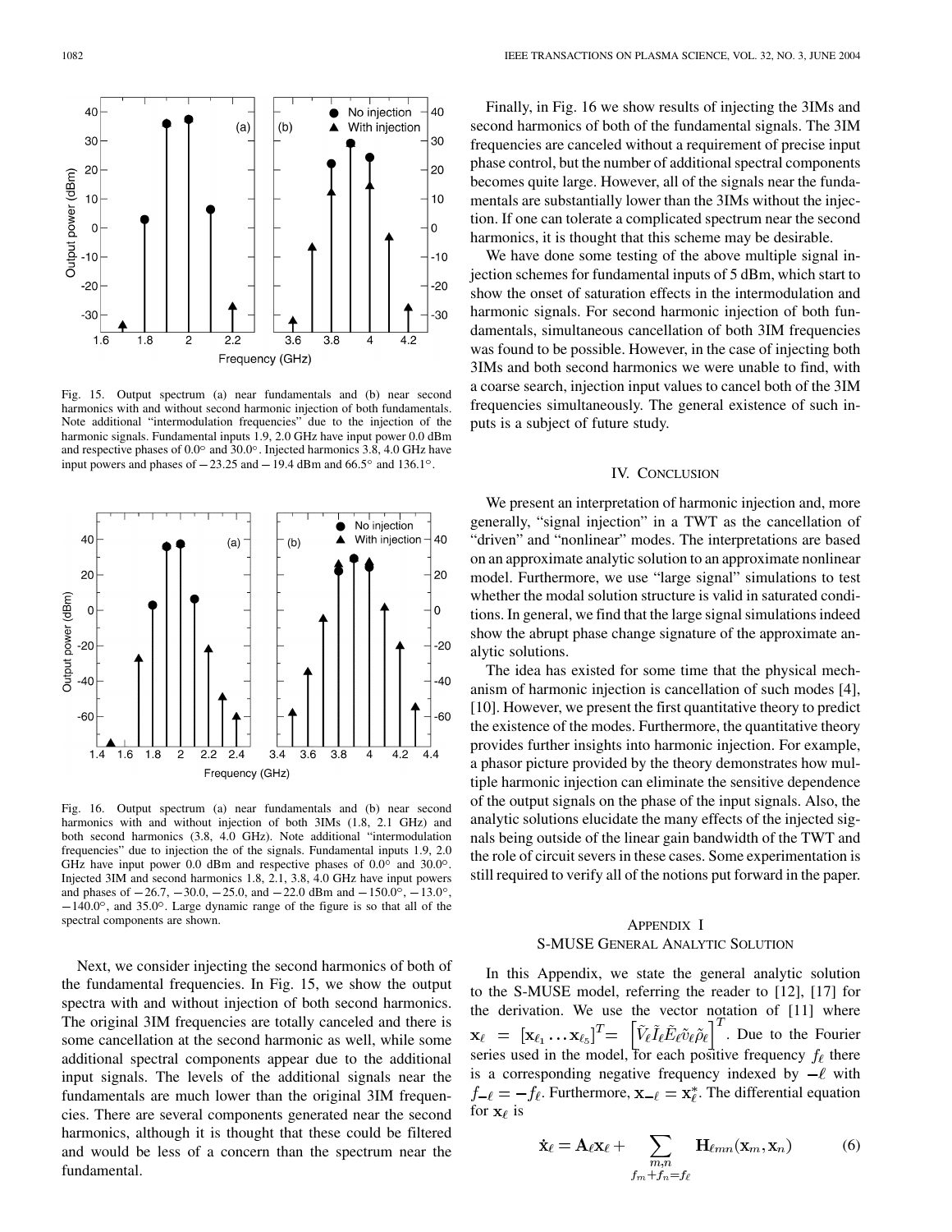(a)

(b)

No injection

With injection

Output power (dBm)

40

30

20

10

0

-10

-20

-30

1.6 1.8 2 2.2

3.6 3.8 4 4.2

Frequency (GHz)

Fig. 15. Output spectrum (a) near fundamentals and (b) near second harmonics with and without second harmonic injection of both fundamentals. Note additional "intermodulation frequencies" due to the injection of the harmonic signals. Fundamental inputs 1.9, 2.0 GHz have input power 0.0 dBm and respective phases of 0.0° and 30.0°. Injected harmonics 3.8, 4.0 GHz have input powers and phases of −23.25 and −19.4 dBm and 66.5° and 136.1°.

(a)

(b)

No injection

With injection

Output power (dBm)

40

20

0

-20

-40

-60

1.4 1.6 1.8 2 2.2 2.4

3.4 3.6 3.8 4 4.2 4.4

Frequency (GHz)

Fig. 16. Output spectrum (a) near fundamentals and (b) near second harmonics with and without injection of both 3IMs (1.8, 2.1 GHz) and both second harmonics (3.8, 4.0 GHz). Note additional "intermodulation frequencies" due to injection the of the signals. Fundamental inputs 1.9, 2.0 GHz have input power 0.0 dBm and respective phases of 0.0° and 30.0°. Injected 3IM and second harmonics 1.8, 2.1, 3.8, 4.0 GHz have input powers and phases of −26.7, −30.0, −25.0, and −22.0 dBm and −150.0°, −13.0°, −140.0°, and 35.0°. Large dynamic range of the figure is so that all of the spectral components are shown.

Next, we consider injecting the second harmonics of both of the fundamental frequencies. In Fig. 15, we show the output spectra with and without injection of both second harmonics. The original 3IM frequencies are totally canceled and there is some cancellation at the second harmonic as well, while some additional spectral components appear due to the additional input signals. The levels of the additional signals near the fundamentals are much lower than the original 3IM frequencies. There are several components generated near the second harmonics, although it is thought that these could be filtered and would be less of a concern than the spectrum near the fundamental.

Finally, in Fig. 16 we show results of injecting the 3IMs and second harmonics of both of the fundamental signals. The 3IM frequencies are canceled without a requirement of precise input phase control, but the number of additional spectral components becomes quite large. However, all of the signals near the fundamentals are substantially lower than the 3IMs without the injection. If one can tolerate a complicated spectrum near the second harmonics, it is thought that this scheme may be desirable.

We have done some testing of the above multiple signal injection schemes for fundamental inputs of 5 dBm, which start to show the onset of saturation effects in the intermodulation and harmonic signals. For second harmonic injection of both fundamentals, simultaneous cancellation of both 3IM frequencies was found to be possible. However, in the case of injecting both 3IMs and both second harmonics we were unable to find, with a coarse search, injection input values to cancel both of the 3IM frequencies simultaneously. The general existence of such inputs is a subject of future study.

## IV. Conclusion

We present an interpretation of harmonic injection and, more generally, "signal injection" in a TWT as the cancellation of "driven" and "nonlinear" modes. The interpretations are based on an approximate analytic solution to an approximate nonlinear model. Furthermore, we use "large signal" simulations to test whether the modal solution structure is valid in saturated conditions. In general, we find that the large signal simulations indeed show the abrupt phase change signature of the approximate analytic solutions.

The idea has existed for some time that the physical mechanism of harmonic injection is cancellation of such modes [4], [10]. However, we present the first quantitative theory to predict the existence of the modes. Furthermore, the quantitative theory provides further insights into harmonic injection. For example, a phasor picture provided by the theory demonstrates how multiple harmonic injection can eliminate the sensitive dependence of the output signals on the phase of the input signals. Also, the analytic solutions elucidate the many effects of the injected signals being outside of the linear gain bandwidth of the TWT and the role of circuit severs in these cases. Some experimentation is still required to verify all of the notions put forward in the paper.

## Appendix I
## S-MUSE General Analytic Solution

In this Appendix, we state the general analytic solution to the S-MUSE model, referring the reader to [12], [17] for the derivation. We use the vector notation of [11] where $\mathbf{x}_\ell = [\mathbf{x}_{\ell_1} \ldots \mathbf{x}_{\ell_5}]^T = \left[\tilde{V}_\ell \tilde{I}_\ell \tilde{E}_\ell \tilde{v}_\ell \tilde{\rho}_\ell\right]^T$. Due to the Fourier series used in the model, for each positive frequency $f_\ell$ there is a corresponding negative frequency indexed by $-\ell$ with $f_{-\ell} = -f_\ell$. Furthermore, $\mathbf{x}_{-\ell} = \mathbf{x}_\ell^*$. The differential equation for $\mathbf{x}_\ell$ is

$$\dot{\mathbf{x}}_\ell = \mathbf{A}_\ell \mathbf{x}_\ell + \sum_{\substack{m,n \\ f_m + f_n = f_\ell}} \mathbf{H}_{\ell mn}(\mathbf{x}_m, \mathbf{x}_n) \tag{6}$$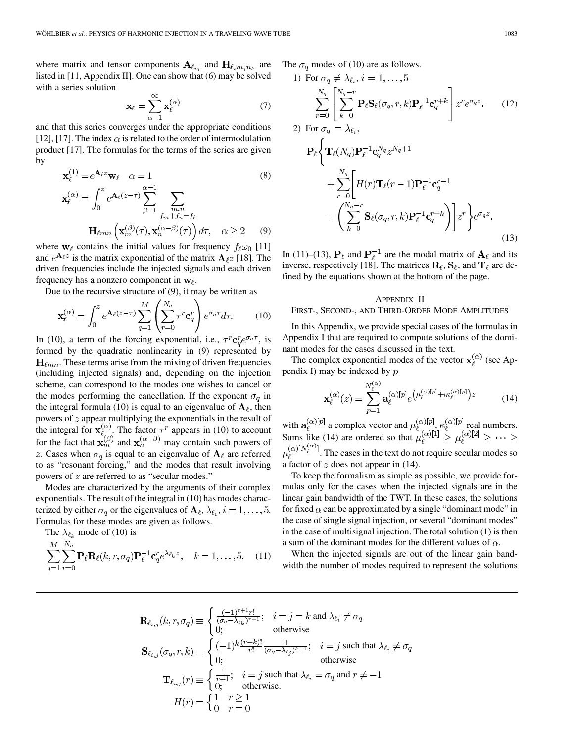where matrix and tensor components $\mathbf{A}_{\ell_{ij}}$ and $\mathbf{H}_{\ell_i m_j n_k}$ are listed in [11, Appendix II]. One can show that (6) may be solved with a series solution

$$\mathbf{x}_\ell = \sum_{\alpha=1}^{\infty} \mathbf{x}_\ell^{(\alpha)} \tag{7}$$

and that this series converges under the appropriate conditions [12], [17]. The index $\alpha$ is related to the order of intermodulation product [17]. The formulas for the terms of the series are given by

$$\mathbf{x}_\ell^{(1)} = e^{\mathbf{A}_\ell z}\mathbf{w}_\ell \quad \alpha = 1 \tag{8}$$

$$\mathbf{x}_\ell^{(\alpha)} = \int_0^z e^{\mathbf{A}_\ell(z-\tau)} \sum_{\beta=1}^{\alpha-1} \sum_{\substack{m,n \\ f_m+f_n=f_\ell}} \mathbf{H}_{\ell mn}\left(\mathbf{x}_m^{(\beta)}(\tau), \mathbf{x}_n^{(\alpha-\beta)}(\tau)\right) d\tau, \quad \alpha \geq 2 \tag{9}$$

where $\mathbf{w}_\ell$ contains the initial values for frequency $f_\ell \omega_0$ [11] and $e^{\mathbf{A}_\ell z}$ is the matrix exponential of the matrix $\mathbf{A}_\ell z$ [18]. The driven frequencies include the injected signals and each driven frequency has a nonzero component in $\mathbf{w}_\ell$.

Due to the recursive structure of (9), it may be written as

$$\mathbf{x}_\ell^{(\alpha)} = \int_0^z e^{\mathbf{A}_\ell(z-\tau)} \sum_{q=1}^{M} \left( \sum_{r=0}^{N_q} \tau^r \mathbf{c}_q^r \right) e^{\sigma_q \tau} d\tau. \tag{10}$$

In (10), a term of the forcing exponential, i.e., $\tau^r \mathbf{c}_q^r e^{\sigma_q \tau}$, is formed by the quadratic nonlinearity in (9) represented by $\mathbf{H}_{\ell mn}$. These terms arise from the mixing of driven frequencies (including injected signals) and, depending on the injection scheme, can correspond to the modes one wishes to cancel or the modes performing the cancellation. If the exponent $\sigma_q$ in the integral formula (10) is equal to an eigenvalue of $\mathbf{A}_\ell$, then powers of $z$ appear multiplying the exponentials in the result of the integral for $\mathbf{x}_\ell^{(\alpha)}$. The factor $\tau^r$ appears in (10) to account for the fact that $\mathbf{x}_m^{(\beta)}$ and $\mathbf{x}_n^{(\alpha-\beta)}$ may contain such powers of $z$. Cases when $\sigma_q$ is equal to an eigenvalue of $\mathbf{A}_\ell$ are referred to as "resonant forcing," and the modes that result involving powers of $z$ are referred to as "secular modes."

Modes are characterized by the arguments of their complex exponentials. The result of the integral in (10) has modes characterized by either $\sigma_q$ or the eigenvalues of $\mathbf{A}_\ell$, $\lambda_{\ell_i}, i = 1, \ldots, 5$. Formulas for these modes are given as follows.

The $\lambda_{\ell_k}$ mode of (10) is

$$\sum_{q=1}^{M} \sum_{r=0}^{N_q} \mathbf{P}_\ell \mathbf{R}_\ell(k, r, \sigma_q) \mathbf{P}_\ell^{-1} \mathbf{c}_q^r e^{\lambda_{\ell_k} z}, \quad k = 1, \ldots, 5. \tag{11}$$

The $\sigma_q$ modes of (10) are as follows.

1) For $\sigma_q \neq \lambda_{\ell_i}, i = 1, \ldots, 5$

$$\sum_{r=0}^{N_q} \left[ \sum_{k=0}^{N_q - r} \mathbf{P}_\ell \mathbf{S}_\ell(\sigma_q, r, k) \mathbf{P}_\ell^{-1} \mathbf{c}_q^{r+k} \right] z^r e^{\sigma_q z}. \tag{12}$$

2) For $\sigma_q = \lambda_{\ell_i}$,

$$\mathbf{P}_\ell \Bigg\{ \mathbf{T}_\ell(N_q) \mathbf{P}_\ell^{-1} \mathbf{c}_q^{N_q} z^{N_q+1} + \sum_{r=0}^{N_q} \Bigg[ H(r) \mathbf{T}_\ell(r-1) \mathbf{P}_\ell^{-1} \mathbf{c}_q^{r-1} + \left( \sum_{k=0}^{N_q - r} \mathbf{S}_\ell(\sigma_q, r, k) \mathbf{P}_\ell^{-1} \mathbf{c}_q^{r+k} \right) \Bigg] z^r \Bigg\} e^{\sigma_q z}. \tag{13}$$

In (11)–(13), $\mathbf{P}_\ell$ and $\mathbf{P}_\ell^{-1}$ are the modal matrix of $\mathbf{A}_\ell$ and its inverse, respectively [18]. The matrices $\mathbf{R}_\ell, \mathbf{S}_\ell$, and $\mathbf{T}_\ell$ are defined by the equations shown at the bottom of the page.

## Appendix II
## First-, Second-, and Third-Order Mode Amplitudes

In this Appendix, we provide special cases of the formulas in Appendix I that are required to compute solutions of the dominant modes for the cases discussed in the text.

The complex exponential modes of the vector $\mathbf{x}_\ell^{(\alpha)}$ (see Appendix I) may be indexed by $p$

$$\mathbf{x}_\ell^{(\alpha)}(z) = \sum_{p=1}^{N_\ell^{(\alpha)}} \mathbf{a}_\ell^{(\alpha)[p]} e^{\left(\mu_\ell^{(\alpha)[p]} + i\kappa_\ell^{(\alpha)[p]}\right) z} \tag{14}$$

with $\mathbf{a}_\ell^{(\alpha)[p]}$ a complex vector and $\mu_\ell^{(\alpha)[p]}, \kappa_\ell^{(\alpha)[p]}$ real numbers. Sums like (14) are ordered so that $\mu_\ell^{(\alpha)[1]} \geq \mu_\ell^{(\alpha)[2]} \geq \cdots \geq \mu_\ell^{(\alpha)[N_\ell^{(\alpha)}]}$. The cases in the text do not require secular modes so a factor of $z$ does not appear in (14).

To keep the formalism as simple as possible, we provide formulas only for the cases when the injected signals are in the linear gain bandwidth of the TWT. In these cases, the solutions for fixed $\alpha$ can be approximated by a single "dominant mode" in the case of single signal injection, or several "dominant modes" in the case of multisignal injection. The total solution (1) is then a sum of the dominant modes for the different values of $\alpha$.

When the injected signals are out of the linear gain bandwidth the number of modes required to represent the solutions

$$\mathbf{R}_{\ell_{i,j}}(k, r, \sigma_q) \equiv \begin{cases} \frac{(-1)^{r+1} r!}{(\sigma_q - \lambda_{\ell_k})^{r+1}}; & i = j = k \text{ and } \lambda_{\ell_i} \neq \sigma_q \\ 0; & \text{otherwise} \end{cases}$$

$$\mathbf{S}_{\ell_{i,j}}(\sigma_q, r, k) \equiv \begin{cases} (-1)^k \frac{(r+k)!}{r!} \frac{1}{(\sigma_q - \lambda_{\ell_j})^{k+1}}; & i = j \text{ such that } \lambda_{\ell_i} \neq \sigma_q \\ 0; & \text{otherwise} \end{cases}$$

$$\mathbf{T}_{\ell_{i,j}}(r) \equiv \begin{cases} \frac{1}{r+1}; & i = j \text{ such that } \lambda_{\ell_i} = \sigma_q \text{ and } r \neq -1 \\ 0; & \text{otherwise.} \end{cases}$$

$$H(r) = \begin{cases} 1 & r \geq 1 \\ 0 & r = 0 \end{cases}$$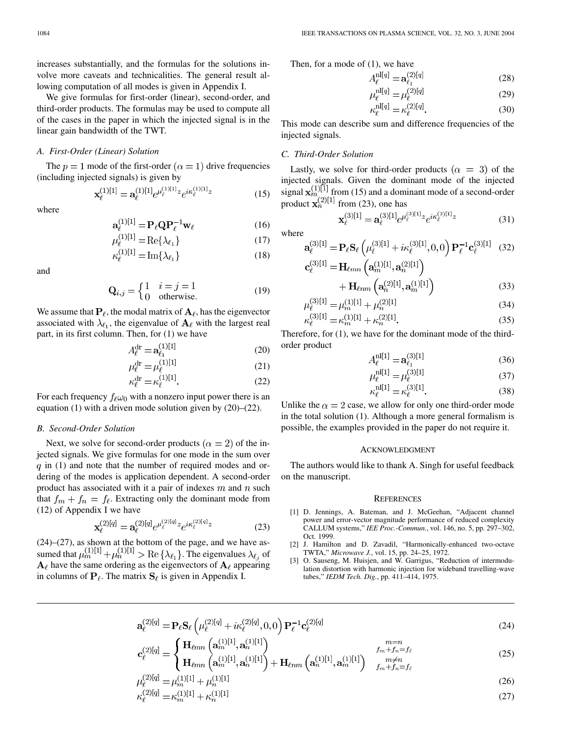increases substantially, and the formulas for the solutions involve more caveats and technicalities. The general result allowing computation of all modes is given in Appendix I.

We give formulas for first-order (linear), second-order, and third-order products. The formulas may be used to compute all of the cases in the paper in which the injected signal is in the linear gain bandwidth of the TWT.

### A. First-Order (Linear) Solution

The $p = 1$ mode of the first-order $(\alpha = 1)$ drive frequencies (including injected signals) is given by

$$\mathbf{x}_\ell^{(1)[1]} = \mathbf{a}_\ell^{(1)[1]} e^{\mu_\ell^{(1)[1]} z} e^{i\kappa_\ell^{(1)[1]} z} \tag{15}$$

where

$$\mathbf{a}_\ell^{(1)[1]} = \mathbf{P}_\ell \mathbf{Q} \mathbf{P}_\ell^{-1} \mathbf{w}_\ell \tag{16}$$

$$\mu_\ell^{(1)[1]} = \mathrm{Re}\{\lambda_{\ell_1}\} \tag{17}$$

$$\kappa_\ell^{(1)[1]} = \mathrm{Im}\{\lambda_{\ell_1}\} \tag{18}$$

and

$$\mathbf{Q}_{i,j} = \begin{cases} 1 & i = j = 1 \\ 0 & \text{otherwise.} \end{cases} \tag{19}$$

We assume that $\mathbf{P}_\ell$, the modal matrix of $\mathbf{A}_\ell$, has the eigenvector associated with $\lambda_{\ell_1}$, the eigenvalue of $\mathbf{A}_\ell$ with the largest real part, in its first column. Then, for (1) we have

$$A_\ell^{\mathrm{dr}} = \mathbf{a}_{\ell_1}^{(1)[1]} \tag{20}$$

$$\mu_\ell^{\mathrm{dr}} = \mu_\ell^{(1)[1]} \tag{21}$$

$$\kappa_\ell^{\mathrm{dr}} = \kappa_\ell^{(1)[1]}. \tag{22}$$

For each frequency $f_\ell \omega_0$ with a nonzero input power there is an equation (1) with a driven mode solution given by (20)–(22).

### B. Second-Order Solution

Next, we solve for second-order products $(\alpha = 2)$ of the injected signals. We give formulas for one mode in the sum over $q$ in (1) and note that the number of required modes and ordering of the modes is application dependent. A second-order product has associated with it a pair of indexes $m$ and $n$ such that $f_m + f_n = f_\ell$. Extracting only the dominant mode from (12) of Appendix I we have

$$\mathbf{x}_\ell^{(2)[q]} = \mathbf{a}_\ell^{(2)[q]} e^{\mu_\ell^{(2)[q]} z} e^{i\kappa_\ell^{(2)[q]} z} \tag{23}$$

(24)–(27), as shown at the bottom of the page, and we have assumed that $\mu_m^{(1)[1]} + \mu_n^{(1)[1]} > \mathrm{Re}\{\lambda_{\ell_1}\}$. The eigenvalues $\lambda_{\ell_j}$ of $\mathbf{A}_\ell$ have the same ordering as the eigenvectors of $\mathbf{A}_\ell$ appearing in columns of $\mathbf{P}_\ell$. The matrix $\mathbf{S}_\ell$ is given in Appendix I.

$$\mathbf{a}_\ell^{(2)[q]} = \mathbf{P}_\ell \mathbf{S}_\ell \left(\mu_\ell^{(2)[q]} + i\kappa_\ell^{(2)[q]}, 0, 0\right) \mathbf{P}_\ell^{-1} \mathbf{c}_\ell^{(2)[q]} \tag{24}$$

$$\mathbf{c}_\ell^{(2)[q]} = \begin{cases} \mathbf{H}_{\ell mn}\left(\mathbf{a}_m^{(1)[1]}, \mathbf{a}_n^{(1)[1]}\right) & \substack{m=n \\ f_m+f_n=f_\ell} \\ \mathbf{H}_{\ell mn}\left(\mathbf{a}_m^{(1)[1]}, \mathbf{a}_n^{(1)[1]}\right) + \mathbf{H}_{\ell nm}\left(\mathbf{a}_n^{(1)[1]}, \mathbf{a}_m^{(1)[1]}\right) & \substack{m\neq n \\ f_m+f_n=f_\ell} \end{cases} \tag{25}$$

$$\mu_\ell^{(2)[q]} = \mu_m^{(1)[1]} + \mu_n^{(1)[1]} \tag{26}$$

$$\kappa_\ell^{(2)[q]} = \kappa_m^{(1)[1]} + \kappa_n^{(1)[1]} \tag{27}$$

Then, for a mode of (1), we have

$$A_\ell^{\mathrm{nl}[q]} = \mathbf{a}_{\ell_1}^{(2)[q]} \tag{28}$$

$$\mu_\ell^{\mathrm{nl}[q]} = \mu_\ell^{(2)[q]} \tag{29}$$

$$\kappa_\ell^{\mathrm{nl}[q]} = \kappa_\ell^{(2)[q]}. \tag{30}$$

This mode can describe sum and difference frequencies of the injected signals.

### C. Third-Order Solution

Lastly, we solve for third-order products $(\alpha = 3)$ of the injected signals. Given the dominant mode of the injected signal $\mathbf{x}_m^{(1)[1]}$ from (15) and a dominant mode of a second-order product $\mathbf{x}_n^{(2)[1]}$ from (23), one has

$$\mathbf{x}_\ell^{(3)[1]} = \mathbf{a}_\ell^{(3)[1]} e^{\mu_\ell^{(3)[1]} z} e^{i\kappa_\ell^{(3)[1]} z} \tag{31}$$

where

$$\mathbf{a}_\ell^{(3)[1]} = \mathbf{P}_\ell \mathbf{S}_\ell \left(\mu_\ell^{(3)[1]} + i\kappa_\ell^{(3)[1]}, 0, 0\right) \mathbf{P}_\ell^{-1} \mathbf{c}_\ell^{(3)[1]} \tag{32}$$

$$\mathbf{c}_\ell^{(3)[1]} = \mathbf{H}_{\ell mn}\left(\mathbf{a}_m^{(1)[1]}, \mathbf{a}_n^{(2)[1]}\right) + \mathbf{H}_{\ell nm}\left(\mathbf{a}_n^{(2)[1]}, \mathbf{a}_m^{(1)[1]}\right) \tag{33}$$

$$\mu_\ell^{(3)[1]} = \mu_m^{(1)[1]} + \mu_n^{(2)[1]} \tag{34}$$

$$\kappa_\ell^{(3)[1]} = \kappa_m^{(1)[1]} + \kappa_n^{(2)[1]}. \tag{35}$$

Therefore, for (1), we have for the dominant mode of the third-order product

$$A_\ell^{\mathrm{nl}[1]} = \mathbf{a}_{\ell_1}^{(3)[1]} \tag{36}$$

$$\mu_\ell^{\mathrm{nl}[1]} = \mu_\ell^{(3)[1]} \tag{37}$$

$$\kappa_\ell^{\mathrm{nl}[1]} = \kappa_\ell^{(3)[1]}. \tag{38}$$

Unlike the $\alpha = 2$ case, we allow for only one third-order mode in the total solution (1). Although a more general formalism is possible, the examples provided in the paper do not require it.

## ACKNOWLEDGMENT

The authors would like to thank A. Singh for useful feedback on the manuscript.

## REFERENCES

[1] D. Jennings, A. Bateman, and J. McGeehan, "Adjacent channel power and error-vector magnitude performance of reduced complexity CALLUM systems," *IEE Proc.-Commun.*, vol. 146, no. 5, pp. 297–302, Oct. 1999.

[2] J. Hamilton and D. Zavadil, "Harmonically-enhanced two-octave TWTA," *Microwave J.*, vol. 15, pp. 24–25, 1972.

[3] O. Sauseng, M. Huisjen, and W. Garrigus, "Reduction of intermodulation distortion with harmonic injection for wideband travelling-wave tubes," *IEDM Tech. Dig.*, pp. 411–414, 1975.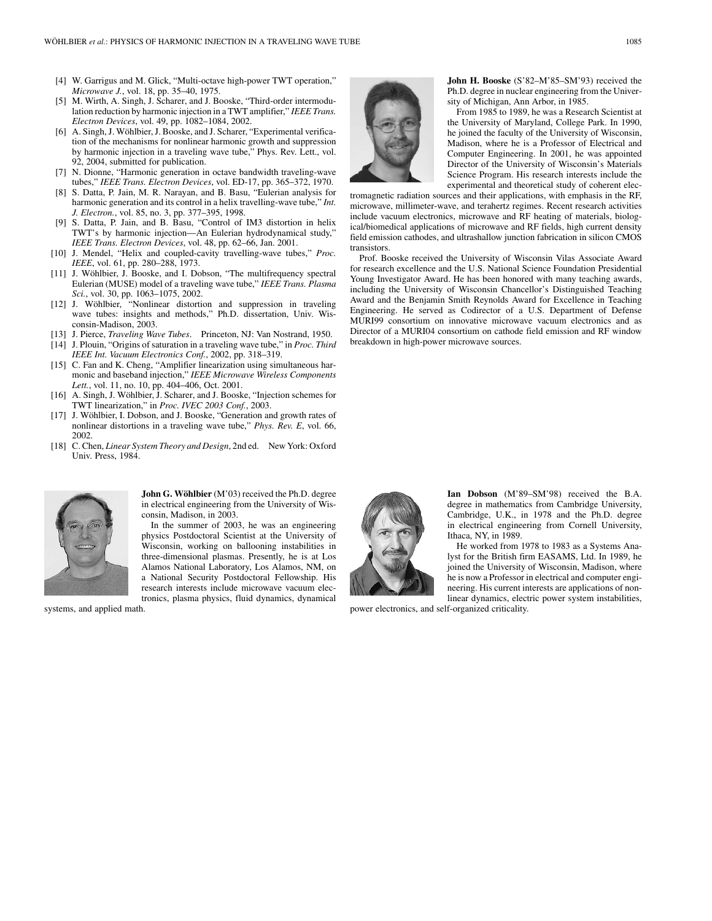[4] W. Garrigus and M. Glick, "Multi-octave high-power TWT operation," *Microwave J.*, vol. 18, pp. 35–40, 1975.

[5] M. Wirth, A. Singh, J. Scharer, and J. Booske, "Third-order intermodulation reduction by harmonic injection in a TWT amplifier," *IEEE Trans. Electron Devices*, vol. 49, pp. 1082–1084, 2002.

[6] A. Singh, J. Wöhlbier, J. Booske, and J. Scharer, "Experimental verification of the mechanisms for nonlinear harmonic growth and suppression by harmonic injection in a traveling wave tube," Phys. Rev. Lett., vol. 92, 2004, submitted for publication.

[7] N. Dionne, "Harmonic generation in octave bandwidth traveling-wave tubes," *IEEE Trans. Electron Devices*, vol. ED-17, pp. 365–372, 1970.

[8] S. Datta, P. Jain, M. R. Narayan, and B. Basu, "Eulerian analysis for harmonic generation and its control in a helix travelling-wave tube," *Int. J. Electron.*, vol. 85, no. 3, pp. 377–395, 1998.

[9] S. Datta, P. Jain, and B. Basu, "Control of IM3 distortion in helix TWT's by harmonic injection—An Eulerian hydrodynamical study," *IEEE Trans. Electron Devices*, vol. 48, pp. 62–66, Jan. 2001.

[10] J. Mendel, "Helix and coupled-cavity travelling-wave tubes," *Proc. IEEE*, vol. 61, pp. 280–288, 1973.

[11] J. Wöhlbier, J. Booske, and I. Dobson, "The multifrequency spectral Eulerian (MUSE) model of a traveling wave tube," *IEEE Trans. Plasma Sci.*, vol. 30, pp. 1063–1075, 2002.

[12] J. Wöhlbier, "Nonlinear distortion and suppression in traveling wave tubes: insights and methods," Ph.D. dissertation, Univ. Wisconsin-Madison, 2003.

[13] J. Pierce, *Traveling Wave Tubes*. Princeton, NJ: Van Nostrand, 1950.

[14] J. Plouin, "Origins of saturation in a traveling wave tube," in *Proc. Third IEEE Int. Vacuum Electronics Conf.*, 2002, pp. 318–319.

[15] C. Fan and K. Cheng, "Amplifier linearization using simultaneous harmonic and baseband injection," *IEEE Microwave Wireless Components Lett.*, vol. 11, no. 10, pp. 404–406, Oct. 2001.

[16] A. Singh, J. Wöhlbier, J. Scharer, and J. Booske, "Injection schemes for TWT linearization," in *Proc. IVEC 2003 Conf.*, 2003.

[17] J. Wöhlbier, I. Dobson, and J. Booske, "Generation and growth rates of nonlinear distortions in a traveling wave tube," *Phys. Rev. E*, vol. 66, 2002.

[18] C. Chen, *Linear System Theory and Design*, 2nd ed. New York: Oxford Univ. Press, 1984.

**John G. Wöhlbier** (M'03) received the Ph.D. degree in electrical engineering from the University of Wisconsin, Madison, in 2003.

In the summer of 2003, he was an engineering physics Postdoctoral Scientist at the University of Wisconsin, working on ballooning instabilities in three-dimensional plasmas. Presently, he is at Los Alamos National Laboratory, Los Alamos, NM, on a National Security Postdoctoral Fellowship. His research interests include microwave vacuum electronics, plasma physics, fluid dynamics, dynamical systems, and applied math.

**John H. Booske** (S'82–M'85–SM'93) received the Ph.D. degree in nuclear engineering from the University of Michigan, Ann Arbor, in 1985.

From 1985 to 1989, he was a Research Scientist at the University of Maryland, College Park. In 1990, he joined the faculty of the University of Wisconsin, Madison, where he is a Professor of Electrical and Computer Engineering. In 2001, he was appointed Director of the University of Wisconsin's Materials Science Program. His research interests include the experimental and theoretical study of coherent electromagnetic radiation sources and their applications, with emphasis in the RF, microwave, millimeter-wave, and terahertz regimes. Recent research activities include vacuum electronics, microwave and RF heating of materials, biological/biomedical applications of microwave and RF fields, high current density field emission cathodes, and ultrashallow junction fabrication in silicon CMOS transistors.

Prof. Booske received the University of Wisconsin Vilas Associate Award for research excellence and the U.S. National Science Foundation Presidential Young Investigator Award. He has been honored with many teaching awards, including the University of Wisconsin Chancellor's Distinguished Teaching Award and the Benjamin Smith Reynolds Award for Excellence in Teaching Engineering. He served as Codirector of a U.S. Department of Defense MURI99 consortium on innovative microwave vacuum electronics and as Director of a MURI04 consortium on cathode field emission and RF window breakdown in high-power microwave sources.

**Ian Dobson** (M'89–SM'98) received the B.A. degree in mathematics from Cambridge University, Cambridge, U.K., in 1978 and the Ph.D. degree in electrical engineering from Cornell University, Ithaca, NY, in 1989.

He worked from 1978 to 1983 as a Systems Analyst for the British firm EASAMS, Ltd. In 1989, he joined the University of Wisconsin, Madison, where he is now a Professor in electrical and computer engineering. His current interests are applications of nonlinear dynamics, electric power system instabilities, power electronics, and self-organized criticality.